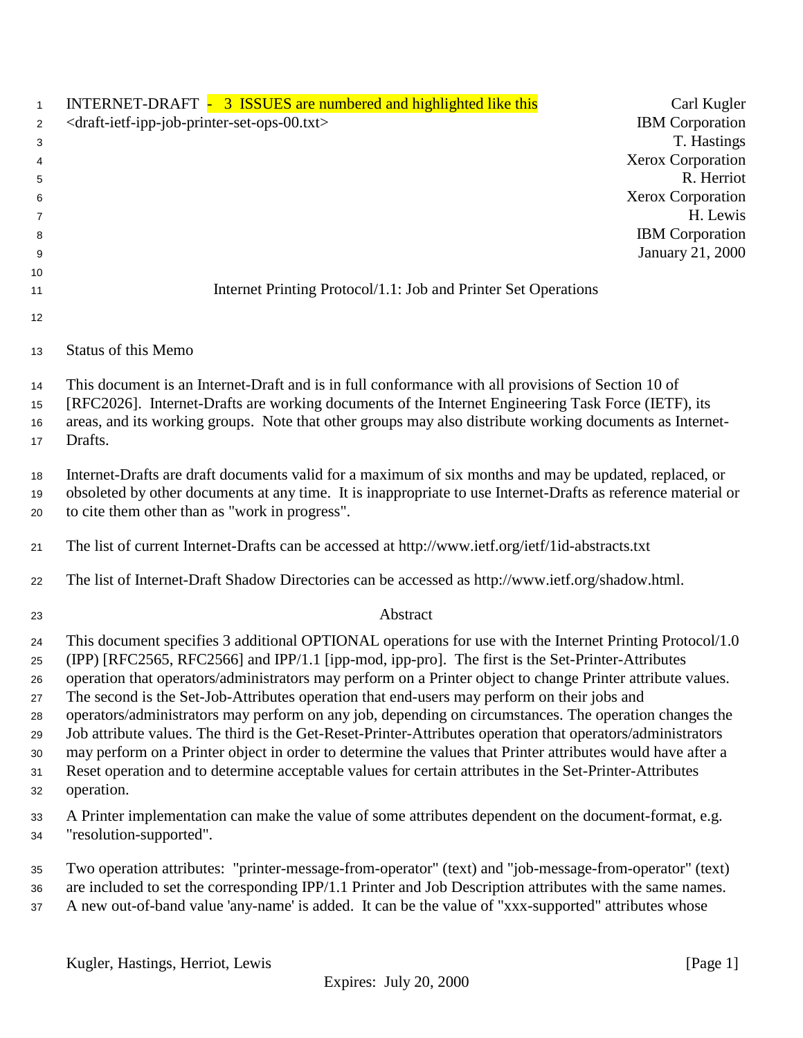INTERNET-DRAFT - 3 ISSUES are numbered and highlighted like this
<draft-ietf-ipp-job-printer-set-ops-00.txt>

Carl Kugler
IBM Corporation
T. Hastings
Xerox Corporation
R. Herriot
Xerox Corporation
H. Lewis
IBM Corporation
January 21, 2000

# Internet Printing Protocol/1.1: Job and Printer Set Operations

## Status of this Memo

This document is an Internet-Draft and is in full conformance with all provisions of Section 10 of [RFC2026]. Internet-Drafts are working documents of the Internet Engineering Task Force (IETF), its areas, and its working groups. Note that other groups may also distribute working documents as Internet-Drafts.

Internet-Drafts are draft documents valid for a maximum of six months and may be updated, replaced, or obsoleted by other documents at any time. It is inappropriate to use Internet-Drafts as reference material or to cite them other than as "work in progress".

The list of current Internet-Drafts can be accessed at http://www.ietf.org/ietf/1id-abstracts.txt

The list of Internet-Draft Shadow Directories can be accessed as http://www.ietf.org/shadow.html.

## Abstract

This document specifies 3 additional OPTIONAL operations for use with the Internet Printing Protocol/1.0 (IPP) [RFC2565, RFC2566] and IPP/1.1 [ipp-mod, ipp-pro]. The first is the Set-Printer-Attributes operation that operators/administrators may perform on a Printer object to change Printer attribute values. The second is the Set-Job-Attributes operation that end-users may perform on their jobs and operators/administrators may perform on any job, depending on circumstances. The operation changes the Job attribute values. The third is the Get-Reset-Printer-Attributes operation that operators/administrators may perform on a Printer object in order to determine the values that Printer attributes would have after a Reset operation and to determine acceptable values for certain attributes in the Set-Printer-Attributes operation.

A Printer implementation can make the value of some attributes dependent on the document-format, e.g. "resolution-supported".

Two operation attributes: "printer-message-from-operator" (text) and "job-message-from-operator" (text) are included to set the corresponding IPP/1.1 Printer and Job Description attributes with the same names. A new out-of-band value 'any-name' is added. It can be the value of "xxx-supported" attributes whose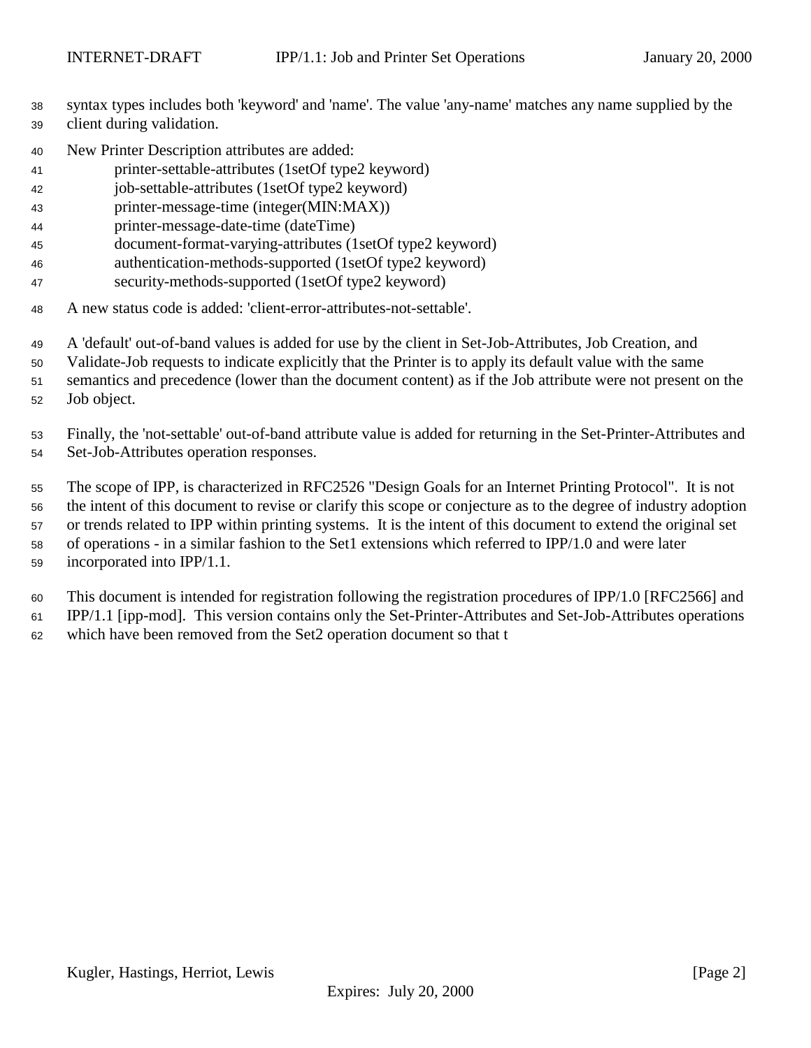syntax types includes both 'keyword' and 'name'. The value 'any-name' matches any name supplied by the client during validation.

New Printer Description attributes are added:

- printer-settable-attributes (1setOf type2 keyword)
- job-settable-attributes (1setOf type2 keyword)
- printer-message-time (integer(MIN:MAX))
- printer-message-date-time (dateTime)
- document-format-varying-attributes (1setOf type2 keyword)
- authentication-methods-supported (1setOf type2 keyword)
- security-methods-supported (1setOf type2 keyword)

A new status code is added: 'client-error-attributes-not-settable'.

A 'default' out-of-band values is added for use by the client in Set-Job-Attributes, Job Creation, and Validate-Job requests to indicate explicitly that the Printer is to apply its default value with the same semantics and precedence (lower than the document content) as if the Job attribute were not present on the Job object.

Finally, the 'not-settable' out-of-band attribute value is added for returning in the Set-Printer-Attributes and Set-Job-Attributes operation responses.

The scope of IPP, is characterized in RFC2526 "Design Goals for an Internet Printing Protocol". It is not the intent of this document to revise or clarify this scope or conjecture as to the degree of industry adoption or trends related to IPP within printing systems. It is the intent of this document to extend the original set of operations - in a similar fashion to the Set1 extensions which referred to IPP/1.0 and were later incorporated into IPP/1.1.

This document is intended for registration following the registration procedures of IPP/1.0 [RFC2566] and IPP/1.1 [ipp-mod]. This version contains only the Set-Printer-Attributes and Set-Job-Attributes operations which have been removed from the Set2 operation document so that t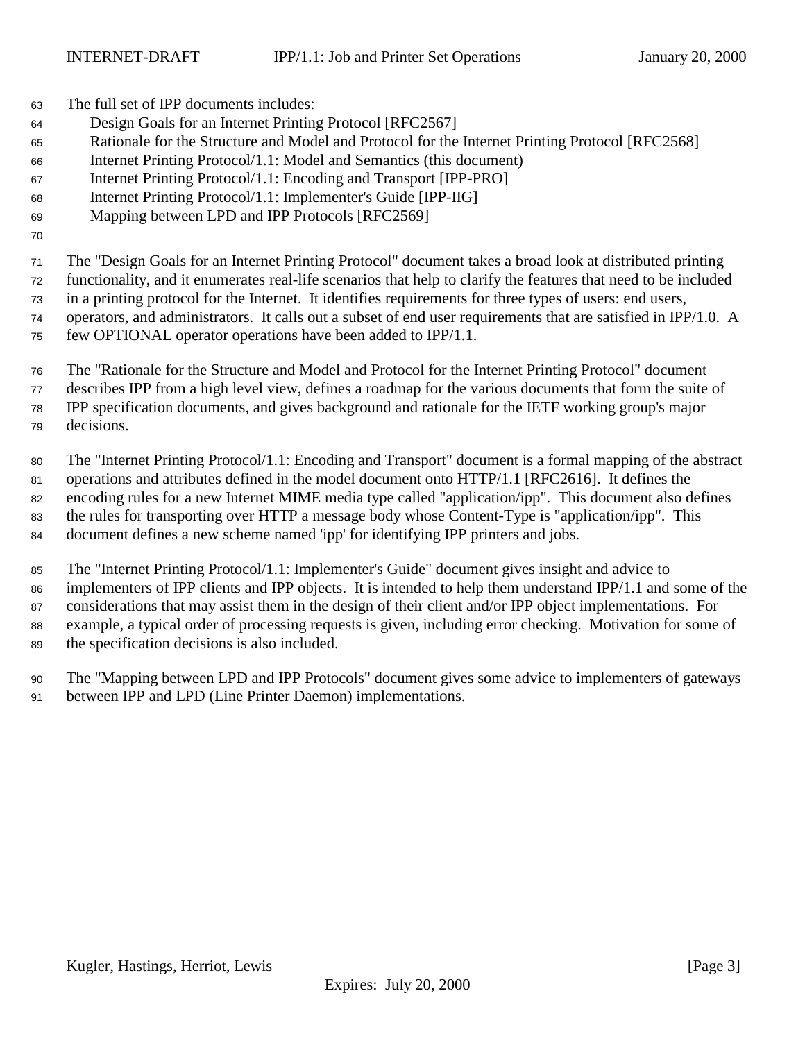The full set of IPP documents includes:

- Design Goals for an Internet Printing Protocol [RFC2567]
- Rationale for the Structure and Model and Protocol for the Internet Printing Protocol [RFC2568]
- Internet Printing Protocol/1.1: Model and Semantics (this document)
- Internet Printing Protocol/1.1: Encoding and Transport [IPP-PRO]
- Internet Printing Protocol/1.1: Implementer's Guide [IPP-IIG]
- Mapping between LPD and IPP Protocols [RFC2569]

The "Design Goals for an Internet Printing Protocol" document takes a broad look at distributed printing functionality, and it enumerates real-life scenarios that help to clarify the features that need to be included in a printing protocol for the Internet. It identifies requirements for three types of users: end users, operators, and administrators. It calls out a subset of end user requirements that are satisfied in IPP/1.0. A few OPTIONAL operator operations have been added to IPP/1.1.

The "Rationale for the Structure and Model and Protocol for the Internet Printing Protocol" document describes IPP from a high level view, defines a roadmap for the various documents that form the suite of IPP specification documents, and gives background and rationale for the IETF working group's major decisions.

The "Internet Printing Protocol/1.1: Encoding and Transport" document is a formal mapping of the abstract operations and attributes defined in the model document onto HTTP/1.1 [RFC2616]. It defines the encoding rules for a new Internet MIME media type called "application/ipp". This document also defines the rules for transporting over HTTP a message body whose Content-Type is "application/ipp". This document defines a new scheme named 'ipp' for identifying IPP printers and jobs.

The "Internet Printing Protocol/1.1: Implementer's Guide" document gives insight and advice to implementers of IPP clients and IPP objects. It is intended to help them understand IPP/1.1 and some of the considerations that may assist them in the design of their client and/or IPP object implementations. For example, a typical order of processing requests is given, including error checking. Motivation for some of the specification decisions is also included.

The "Mapping between LPD and IPP Protocols" document gives some advice to implementers of gateways between IPP and LPD (Line Printer Daemon) implementations.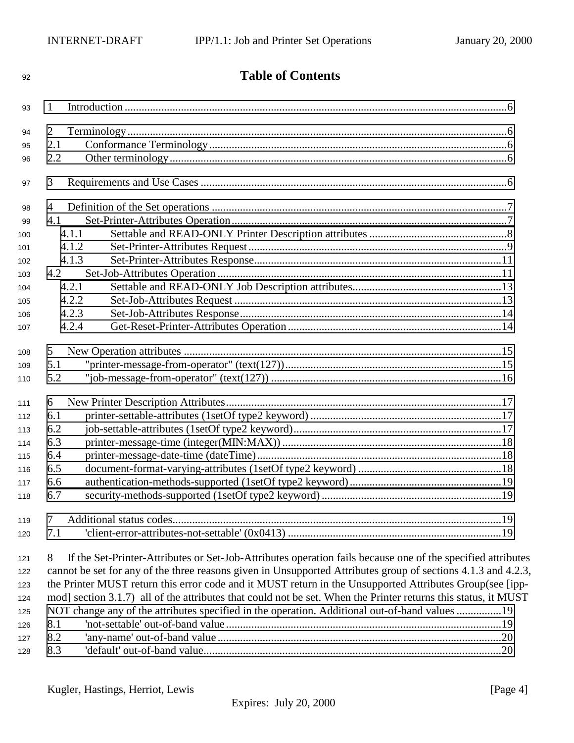# Table of Contents

1 Introduction ......6

2 Terminology ......6
2.1 Conformance Terminology ......6
2.2 Other terminology ......6

3 Requirements and Use Cases ......6

4 Definition of the Set operations ......7
4.1 Set-Printer-Attributes Operation ......7
4.1.1 Settable and READ-ONLY Printer Description attributes ......8
4.1.2 Set-Printer-Attributes Request ......9
4.1.3 Set-Printer-Attributes Response ......11
4.2 Set-Job-Attributes Operation ......11
4.2.1 Settable and READ-ONLY Job Description attributes ......13
4.2.2 Set-Job-Attributes Request ......13
4.2.3 Set-Job-Attributes Response ......14
4.2.4 Get-Reset-Printer-Attributes Operation ......14

5 New Operation attributes ......15
5.1 "printer-message-from-operator" (text(127)) ......15
5.2 "job-message-from-operator" (text(127)) ......16

6 New Printer Description Attributes ......17
6.1 printer-settable-attributes (1setOf type2 keyword) ......17
6.2 job-settable-attributes (1setOf type2 keyword) ......17
6.3 printer-message-time (integer(MIN:MAX)) ......18
6.4 printer-message-date-time (dateTime) ......18
6.5 document-format-varying-attributes (1setOf type2 keyword) ......18
6.6 authentication-methods-supported (1setOf type2 keyword) ......19
6.7 security-methods-supported (1setOf type2 keyword) ......19

7 Additional status codes ......19
7.1 'client-error-attributes-not-settable' (0x0413) ......19

8 If the Set-Printer-Attributes or Set-Job-Attributes operation fails because one of the specified attributes cannot be set for any of the three reasons given in Unsupported Attributes group of sections 4.1.3 and 4.2.3, the Printer MUST return this error code and it MUST return in the Unsupported Attributes Group(see [ipp-mod] section 3.1.7) all of the attributes that could not be set. When the Printer returns this status, it MUST NOT change any of the attributes specified in the operation. Additional out-of-band values ......19
8.1 'not-settable' out-of-band value ......19
8.2 'any-name' out-of-band value ......20
8.3 'default' out-of-band value ......20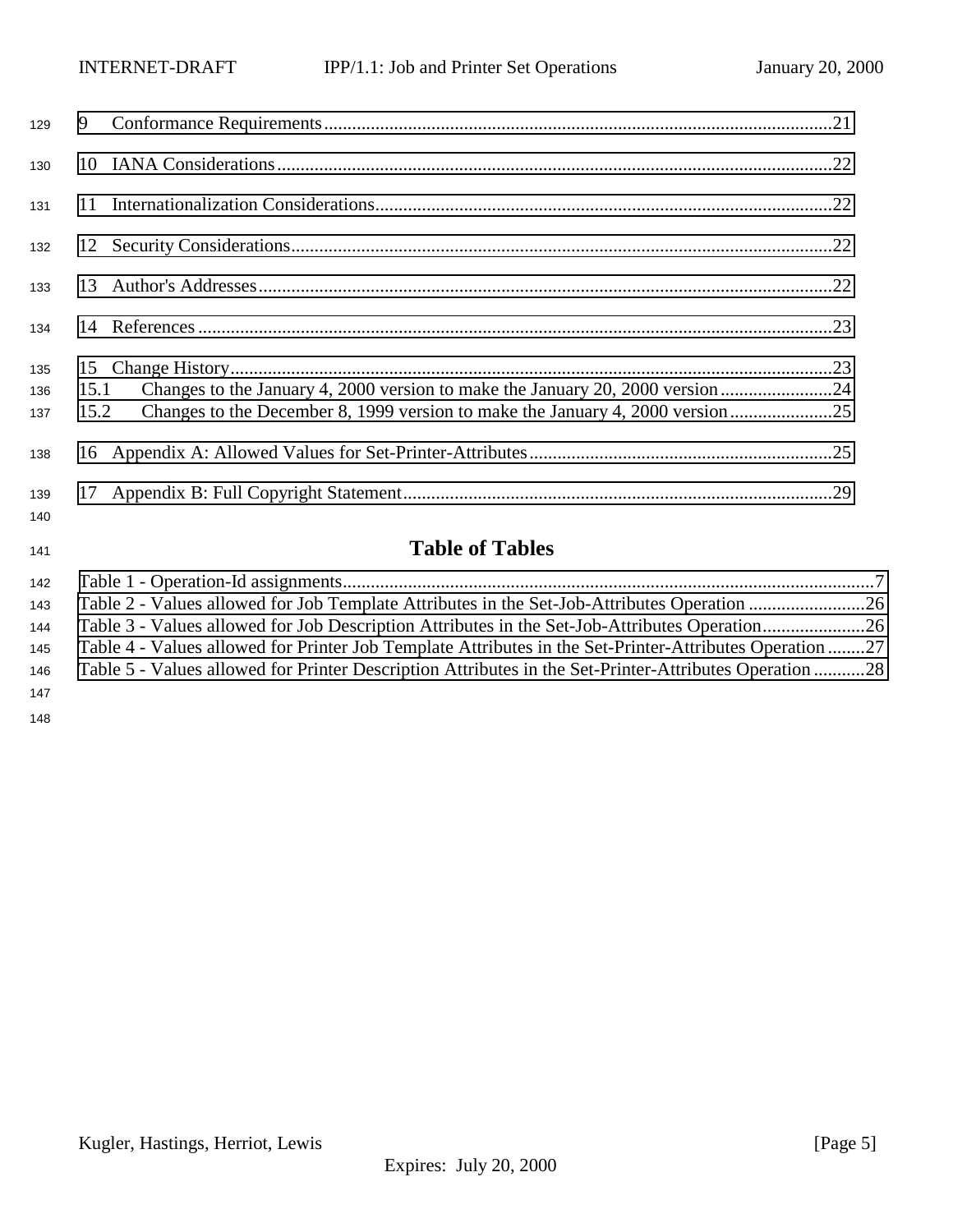9 Conformance Requirements.............................................................................................................21

10 IANA Considerations.......................................................................................................................22

11 Internationalization Considerations..................................................................................................22

12 Security Considerations....................................................................................................................22

13 Author's Addresses...........................................................................................................................22

14 References........................................................................................................................................23

15 Change History.................................................................................................................................23
15.1 Changes to the January 4, 2000 version to make the January 20, 2000 version........................24
15.2 Changes to the December 8, 1999 version to make the January 4, 2000 version......................25

16 Appendix A: Allowed Values for Set-Printer-Attributes.................................................................25

17 Appendix B: Full Copyright Statement............................................................................................29

## Table of Tables

Table 1 - Operation-Id assignments...................................................................................................................7
Table 2 - Values allowed for Job Template Attributes in the Set-Job-Attributes Operation .........................26
Table 3 - Values allowed for Job Description Attributes in the Set-Job-Attributes Operation......................26
Table 4 - Values allowed for Printer Job Template Attributes in the Set-Printer-Attributes Operation ........27
Table 5 - Values allowed for Printer Description Attributes in the Set-Printer-Attributes Operation ...........28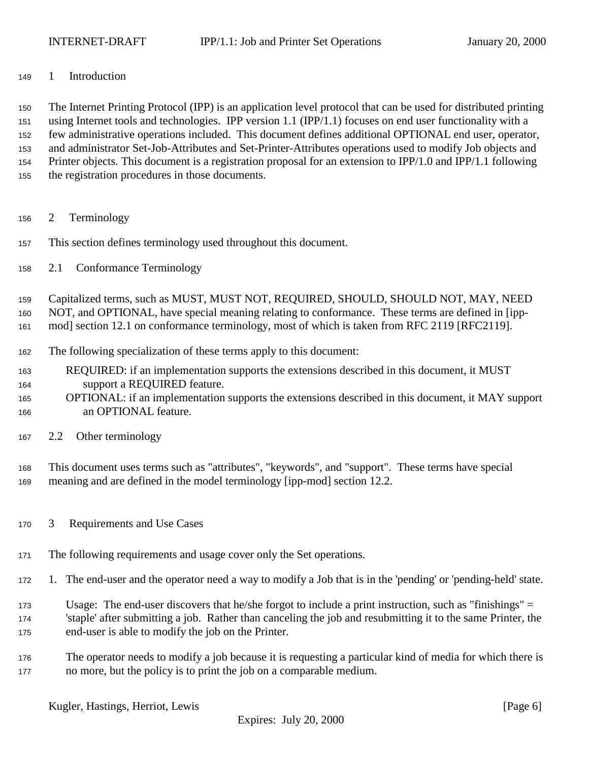# 1 Introduction

The Internet Printing Protocol (IPP) is an application level protocol that can be used for distributed printing using Internet tools and technologies. IPP version 1.1 (IPP/1.1) focuses on end user functionality with a few administrative operations included. This document defines additional OPTIONAL end user, operator, and administrator Set-Job-Attributes and Set-Printer-Attributes operations used to modify Job objects and Printer objects. This document is a registration proposal for an extension to IPP/1.0 and IPP/1.1 following the registration procedures in those documents.

# 2 Terminology

This section defines terminology used throughout this document.

## 2.1 Conformance Terminology

Capitalized terms, such as MUST, MUST NOT, REQUIRED, SHOULD, SHOULD NOT, MAY, NEED NOT, and OPTIONAL, have special meaning relating to conformance. These terms are defined in [ipp-mod] section 12.1 on conformance terminology, most of which is taken from RFC 2119 [RFC2119].

The following specialization of these terms apply to this document:

REQUIRED: if an implementation supports the extensions described in this document, it MUST support a REQUIRED feature.
OPTIONAL: if an implementation supports the extensions described in this document, it MAY support an OPTIONAL feature.

## 2.2 Other terminology

This document uses terms such as "attributes", "keywords", and "support". These terms have special meaning and are defined in the model terminology [ipp-mod] section 12.2.

# 3 Requirements and Use Cases

The following requirements and usage cover only the Set operations.

1. The end-user and the operator need a way to modify a Job that is in the 'pending' or 'pending-held' state.

   Usage: The end-user discovers that he/she forgot to include a print instruction, such as "finishings" = 'staple' after submitting a job. Rather than canceling the job and resubmitting it to the same Printer, the end-user is able to modify the job on the Printer.

   The operator needs to modify a job because it is requesting a particular kind of media for which there is no more, but the policy is to print the job on a comparable medium.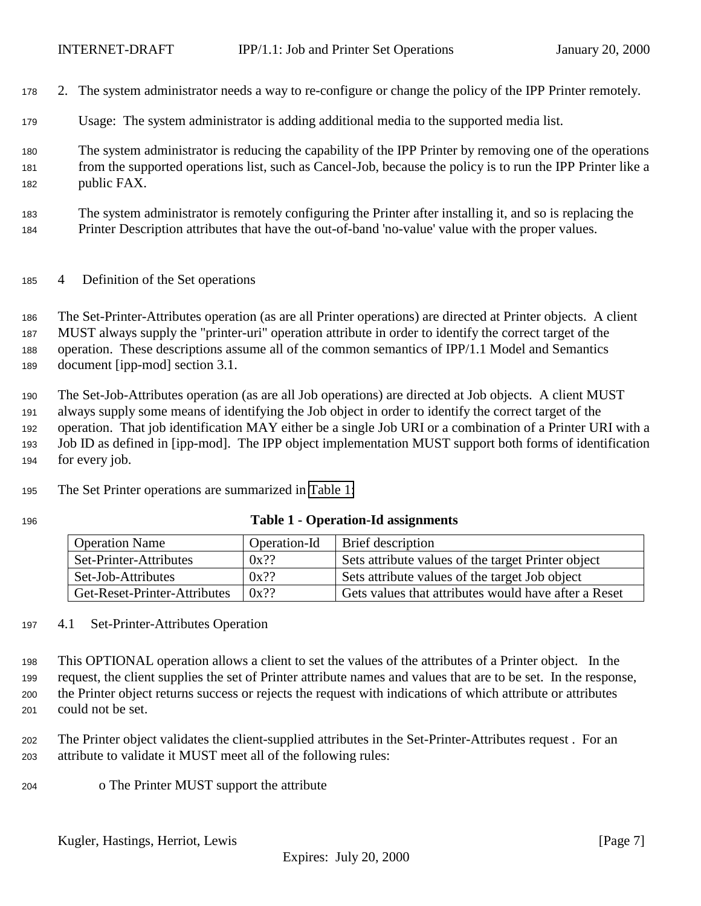2. The system administrator needs a way to re-configure or change the policy of the IPP Printer remotely.

   Usage: The system administrator is adding additional media to the supported media list.

   The system administrator is reducing the capability of the IPP Printer by removing one of the operations from the supported operations list, such as Cancel-Job, because the policy is to run the IPP Printer like a public FAX.

   The system administrator is remotely configuring the Printer after installing it, and so is replacing the Printer Description attributes that have the out-of-band 'no-value' value with the proper values.

# 4 Definition of the Set operations

The Set-Printer-Attributes operation (as are all Printer operations) are directed at Printer objects. A client MUST always supply the "printer-uri" operation attribute in order to identify the correct target of the operation. These descriptions assume all of the common semantics of IPP/1.1 Model and Semantics document [ipp-mod] section 3.1.

The Set-Job-Attributes operation (as are all Job operations) are directed at Job objects. A client MUST always supply some means of identifying the Job object in order to identify the correct target of the operation. That job identification MAY either be a single Job URI or a combination of a Printer URI with a Job ID as defined in [ipp-mod]. The IPP object implementation MUST support both forms of identification for every job.

The Set Printer operations are summarized in Table 1:

**Table 1 - Operation-Id assignments**

| Operation Name | Operation-Id | Brief description |
|---|---|---|
| Set-Printer-Attributes | 0x?? | Sets attribute values of the target Printer object |
| Set-Job-Attributes | 0x?? | Sets attribute values of the target Job object |
| Get-Reset-Printer-Attributes | 0x?? | Gets values that attributes would have after a Reset |

## 4.1 Set-Printer-Attributes Operation

This OPTIONAL operation allows a client to set the values of the attributes of a Printer object. In the request, the client supplies the set of Printer attribute names and values that are to be set. In the response, the Printer object returns success or rejects the request with indications of which attribute or attributes could not be set.

The Printer object validates the client-supplied attributes in the Set-Printer-Attributes request . For an attribute to validate it MUST meet all of the following rules:

o The Printer MUST support the attribute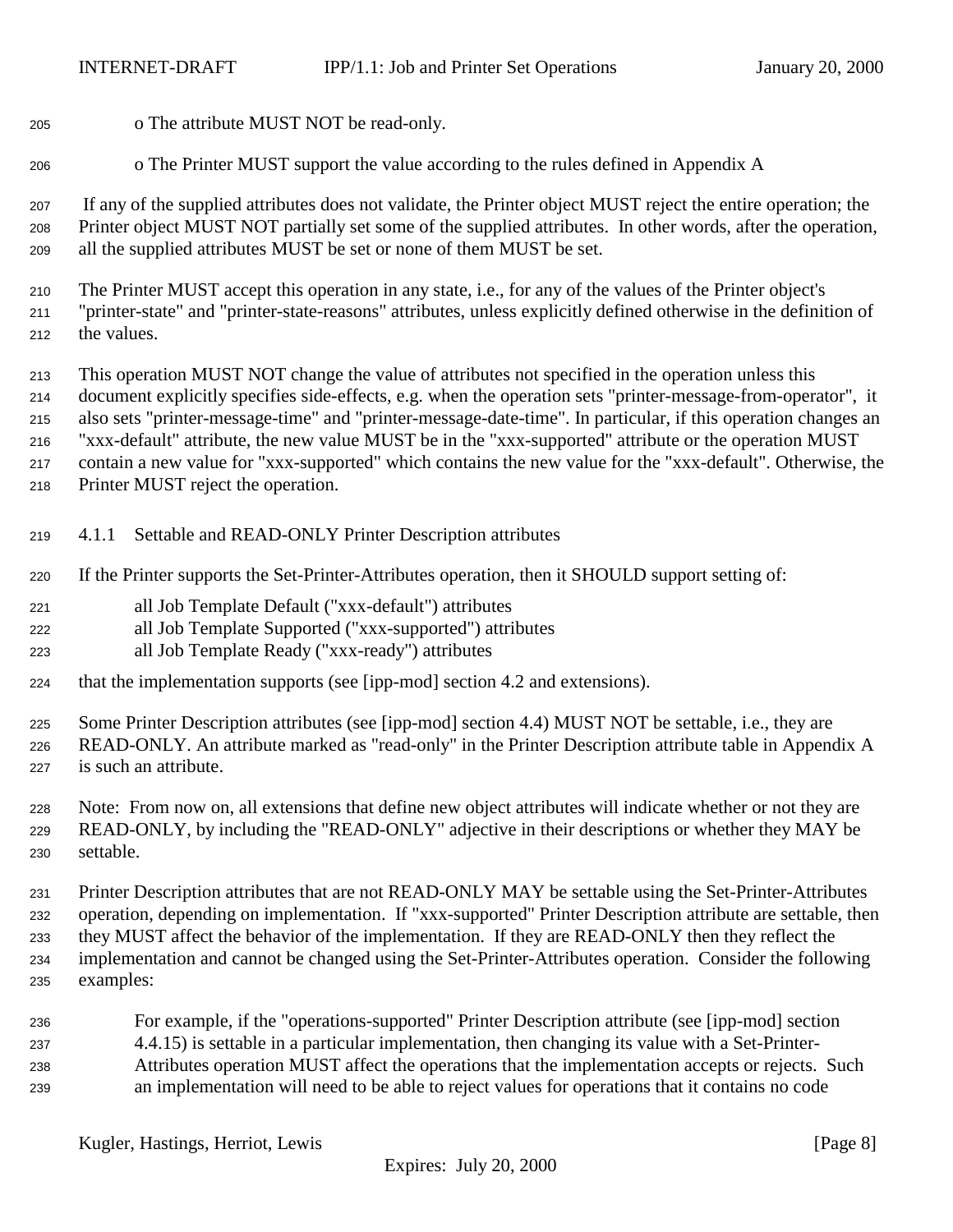o The attribute MUST NOT be read-only.

o The Printer MUST support the value according to the rules defined in Appendix A

If any of the supplied attributes does not validate, the Printer object MUST reject the entire operation; the Printer object MUST NOT partially set some of the supplied attributes. In other words, after the operation, all the supplied attributes MUST be set or none of them MUST be set.

The Printer MUST accept this operation in any state, i.e., for any of the values of the Printer object's "printer-state" and "printer-state-reasons" attributes, unless explicitly defined otherwise in the definition of the values.

This operation MUST NOT change the value of attributes not specified in the operation unless this document explicitly specifies side-effects, e.g. when the operation sets "printer-message-from-operator", it also sets "printer-message-time" and "printer-message-date-time". In particular, if this operation changes an "xxx-default" attribute, the new value MUST be in the "xxx-supported" attribute or the operation MUST contain a new value for "xxx-supported" which contains the new value for the "xxx-default". Otherwise, the Printer MUST reject the operation.

### 4.1.1 Settable and READ-ONLY Printer Description attributes

If the Printer supports the Set-Printer-Attributes operation, then it SHOULD support setting of:

all Job Template Default ("xxx-default") attributes
all Job Template Supported ("xxx-supported") attributes
all Job Template Ready ("xxx-ready") attributes

that the implementation supports (see [ipp-mod] section 4.2 and extensions).

Some Printer Description attributes (see [ipp-mod] section 4.4) MUST NOT be settable, i.e., they are READ-ONLY. An attribute marked as "read-only" in the Printer Description attribute table in Appendix A is such an attribute.

Note: From now on, all extensions that define new object attributes will indicate whether or not they are READ-ONLY, by including the "READ-ONLY" adjective in their descriptions or whether they MAY be settable.

Printer Description attributes that are not READ-ONLY MAY be settable using the Set-Printer-Attributes operation, depending on implementation. If "xxx-supported" Printer Description attribute are settable, then they MUST affect the behavior of the implementation. If they are READ-ONLY then they reflect the implementation and cannot be changed using the Set-Printer-Attributes operation. Consider the following examples:

For example, if the "operations-supported" Printer Description attribute (see [ipp-mod] section 4.4.15) is settable in a particular implementation, then changing its value with a Set-Printer-Attributes operation MUST affect the operations that the implementation accepts or rejects. Such an implementation will need to be able to reject values for operations that it contains no code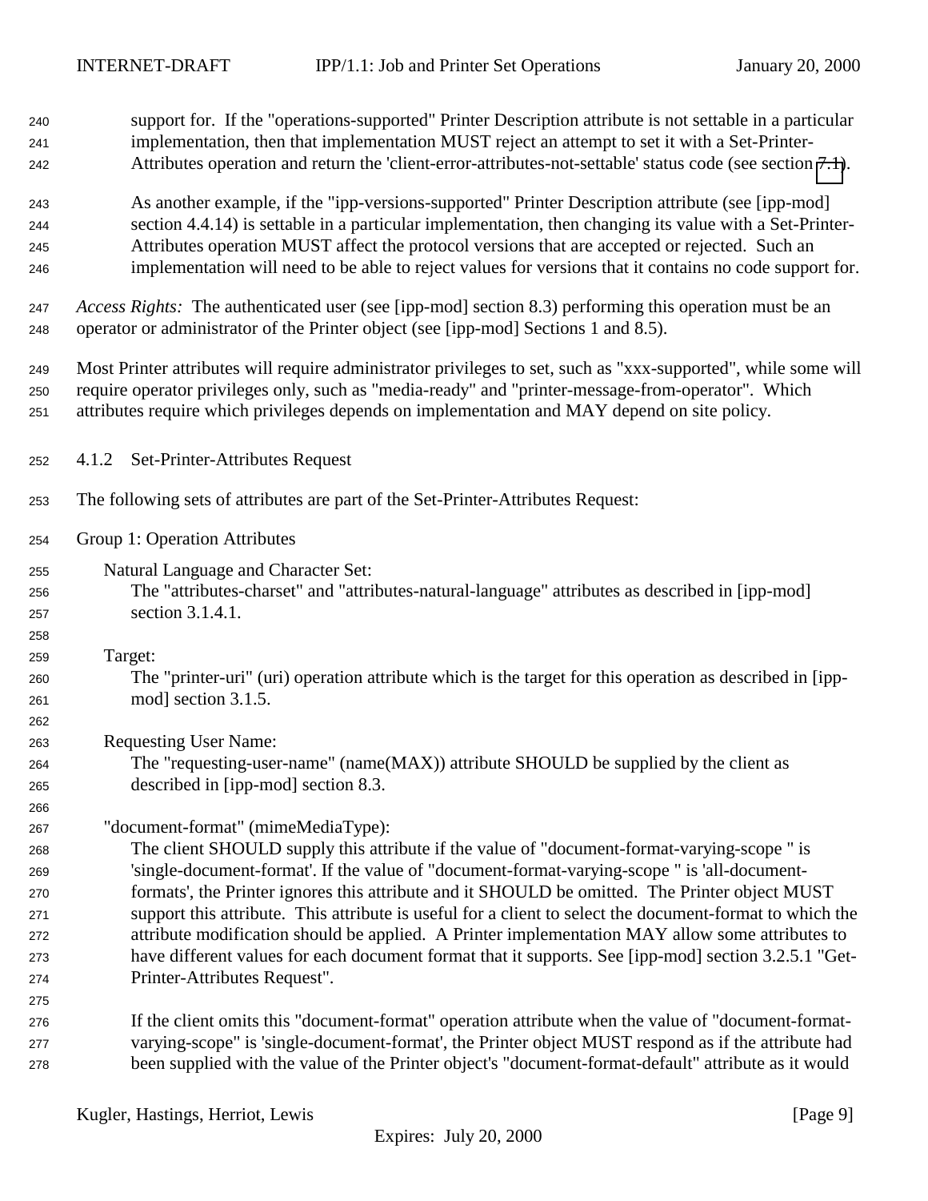support for. If the "operations-supported" Printer Description attribute is not settable in a particular implementation, then that implementation MUST reject an attempt to set it with a Set-Printer-Attributes operation and return the 'client-error-attributes-not-settable' status code (see section 7.1).

As another example, if the "ipp-versions-supported" Printer Description attribute (see [ipp-mod] section 4.4.14) is settable in a particular implementation, then changing its value with a Set-Printer-Attributes operation MUST affect the protocol versions that are accepted or rejected. Such an implementation will need to be able to reject values for versions that it contains no code support for.

*Access Rights:* The authenticated user (see [ipp-mod] section 8.3) performing this operation must be an operator or administrator of the Printer object (see [ipp-mod] Sections 1 and 8.5).

Most Printer attributes will require administrator privileges to set, such as "xxx-supported", while some will require operator privileges only, such as "media-ready" and "printer-message-from-operator". Which attributes require which privileges depends on implementation and MAY depend on site policy.

#### 4.1.2 Set-Printer-Attributes Request

The following sets of attributes are part of the Set-Printer-Attributes Request:

Group 1: Operation Attributes

Natural Language and Character Set:
The "attributes-charset" and "attributes-natural-language" attributes as described in [ipp-mod] section 3.1.4.1.

Target:
The "printer-uri" (uri) operation attribute which is the target for this operation as described in [ipp-mod] section 3.1.5.

Requesting User Name:
The "requesting-user-name" (name(MAX)) attribute SHOULD be supplied by the client as described in [ipp-mod] section 8.3.

"document-format" (mimeMediaType):
The client SHOULD supply this attribute if the value of "document-format-varying-scope " is 'single-document-format'. If the value of "document-format-varying-scope " is 'all-document-formats', the Printer ignores this attribute and it SHOULD be omitted. The Printer object MUST support this attribute. This attribute is useful for a client to select the document-format to which the attribute modification should be applied. A Printer implementation MAY allow some attributes to have different values for each document format that it supports. See [ipp-mod] section 3.2.5.1 "Get-Printer-Attributes Request".

If the client omits this "document-format" operation attribute when the value of "document-format-varying-scope" is 'single-document-format', the Printer object MUST respond as if the attribute had been supplied with the value of the Printer object's "document-format-default" attribute as it would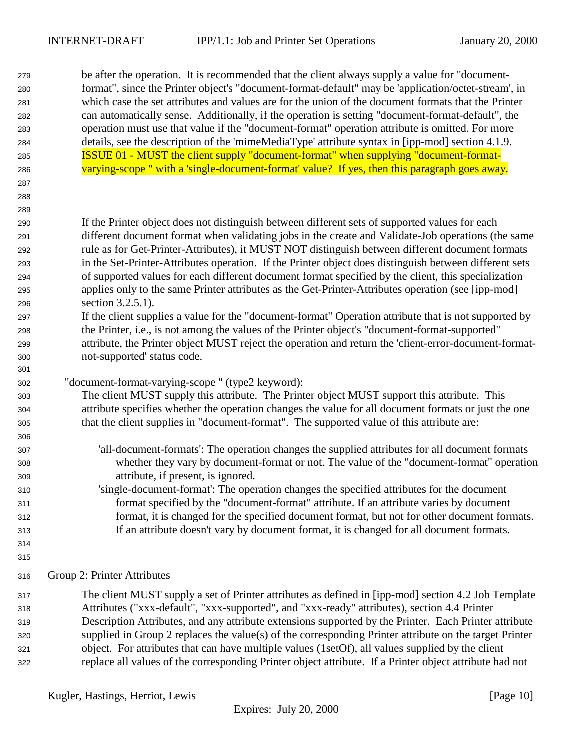be after the operation. It is recommended that the client always supply a value for "document-format", since the Printer object's "document-format-default" may be 'application/octet-stream', in which case the set attributes and values are for the union of the document formats that the Printer can automatically sense. Additionally, if the operation is setting "document-format-default", the operation must use that value if the "document-format" operation attribute is omitted. For more details, see the description of the 'mimeMediaType' attribute syntax in [ipp-mod] section 4.1.9. ISSUE 01 - MUST the client supply "document-format" when supplying "document-format-varying-scope " with a 'single-document-format' value? If yes, then this paragraph goes away.

If the Printer object does not distinguish between different sets of supported values for each different document format when validating jobs in the create and Validate-Job operations (the same rule as for Get-Printer-Attributes), it MUST NOT distinguish between different document formats in the Set-Printer-Attributes operation. If the Printer object does distinguish between different sets of supported values for each different document format specified by the client, this specialization applies only to the same Printer attributes as the Get-Printer-Attributes operation (see [ipp-mod] section 3.2.5.1).

If the client supplies a value for the "document-format" Operation attribute that is not supported by the Printer, i.e., is not among the values of the Printer object's "document-format-supported" attribute, the Printer object MUST reject the operation and return the 'client-error-document-format-not-supported' status code.

"document-format-varying-scope " (type2 keyword):

The client MUST supply this attribute. The Printer object MUST support this attribute. This attribute specifies whether the operation changes the value for all document formats or just the one that the client supplies in "document-format". The supported value of this attribute are:

- 'all-document-formats': The operation changes the supplied attributes for all document formats whether they vary by document-format or not. The value of the "document-format" operation attribute, if present, is ignored.
- 'single-document-format': The operation changes the specified attributes for the document format specified by the "document-format" attribute. If an attribute varies by document format, it is changed for the specified document format, but not for other document formats. If an attribute doesn't vary by document format, it is changed for all document formats.

Group 2: Printer Attributes

The client MUST supply a set of Printer attributes as defined in [ipp-mod] section 4.2 Job Template Attributes ("xxx-default", "xxx-supported", and "xxx-ready" attributes), section 4.4 Printer Description Attributes, and any attribute extensions supported by the Printer. Each Printer attribute supplied in Group 2 replaces the value(s) of the corresponding Printer attribute on the target Printer object. For attributes that can have multiple values (1setOf), all values supplied by the client replace all values of the corresponding Printer object attribute. If a Printer object attribute had not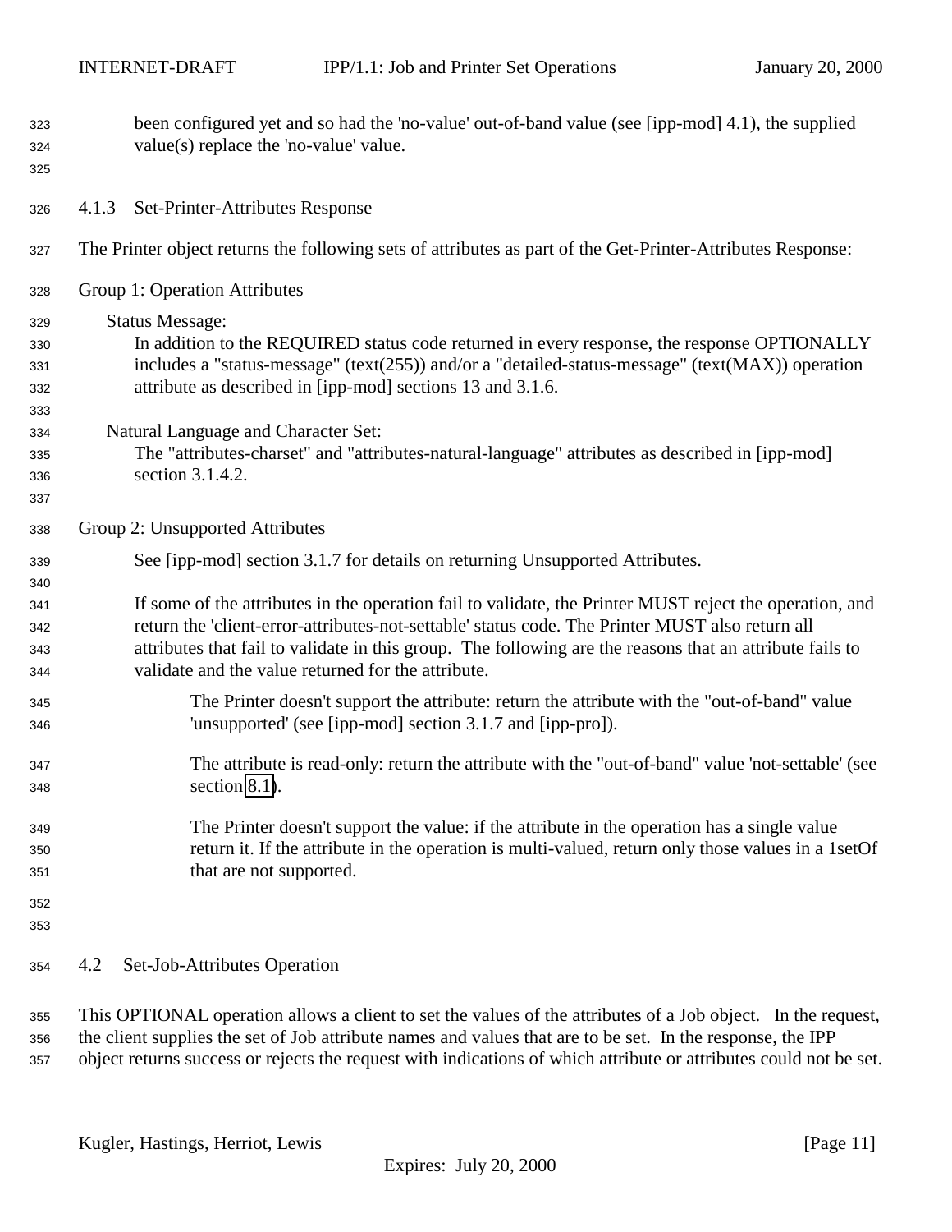been configured yet and so had the 'no-value' out-of-band value (see [ipp-mod] 4.1), the supplied value(s) replace the 'no-value' value.

### 4.1.3 Set-Printer-Attributes Response

The Printer object returns the following sets of attributes as part of the Get-Printer-Attributes Response:

Group 1: Operation Attributes

Status Message:
In addition to the REQUIRED status code returned in every response, the response OPTIONALLY includes a "status-message" (text(255)) and/or a "detailed-status-message" (text(MAX)) operation attribute as described in [ipp-mod] sections 13 and 3.1.6.

Natural Language and Character Set:
The "attributes-charset" and "attributes-natural-language" attributes as described in [ipp-mod] section 3.1.4.2.

Group 2: Unsupported Attributes

See [ipp-mod] section 3.1.7 for details on returning Unsupported Attributes.

If some of the attributes in the operation fail to validate, the Printer MUST reject the operation, and return the 'client-error-attributes-not-settable' status code. The Printer MUST also return all attributes that fail to validate in this group. The following are the reasons that an attribute fails to validate and the value returned for the attribute.

The Printer doesn't support the attribute: return the attribute with the "out-of-band" value 'unsupported' (see [ipp-mod] section 3.1.7 and [ipp-pro]).

The attribute is read-only: return the attribute with the "out-of-band" value 'not-settable' (see section 8.1).

The Printer doesn't support the value: if the attribute in the operation has a single value return it. If the attribute in the operation is multi-valued, return only those values in a 1setOf that are not supported.

## 4.2 Set-Job-Attributes Operation

This OPTIONAL operation allows a client to set the values of the attributes of a Job object. In the request, the client supplies the set of Job attribute names and values that are to be set. In the response, the IPP object returns success or rejects the request with indications of which attribute or attributes could not be set.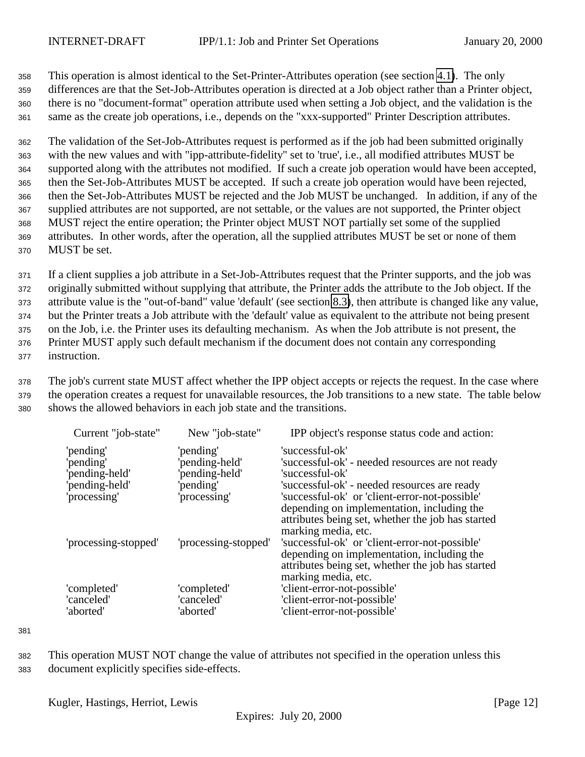This operation is almost identical to the Set-Printer-Attributes operation (see section 4.1). The only differences are that the Set-Job-Attributes operation is directed at a Job object rather than a Printer object, there is no "document-format" operation attribute used when setting a Job object, and the validation is the same as the create job operations, i.e., depends on the "xxx-supported" Printer Description attributes.

The validation of the Set-Job-Attributes request is performed as if the job had been submitted originally with the new values and with "ipp-attribute-fidelity" set to 'true', i.e., all modified attributes MUST be supported along with the attributes not modified. If such a create job operation would have been accepted, then the Set-Job-Attributes MUST be accepted. If such a create job operation would have been rejected, then the Set-Job-Attributes MUST be rejected and the Job MUST be unchanged. In addition, if any of the supplied attributes are not supported, are not settable, or the values are not supported, the Printer object MUST reject the entire operation; the Printer object MUST NOT partially set some of the supplied attributes. In other words, after the operation, all the supplied attributes MUST be set or none of them MUST be set.

If a client supplies a job attribute in a Set-Job-Attributes request that the Printer supports, and the job was originally submitted without supplying that attribute, the Printer adds the attribute to the Job object. If the attribute value is the "out-of-band" value 'default' (see section 8.3), then attribute is changed like any value, but the Printer treats a Job attribute with the 'default' value as equivalent to the attribute not being present on the Job, i.e. the Printer uses its defaulting mechanism. As when the Job attribute is not present, the Printer MUST apply such default mechanism if the document does not contain any corresponding instruction.

The job's current state MUST affect whether the IPP object accepts or rejects the request. In the case where the operation creates a request for unavailable resources, the Job transitions to a new state. The table below shows the allowed behaviors in each job state and the transitions.

| Current "job-state" | New "job-state" | IPP object's response status code and action: |
|---|---|---|
| 'pending' | 'pending' | 'successful-ok' |
| 'pending' | 'pending-held' | 'successful-ok' - needed resources are not ready |
| 'pending-held' | 'pending-held' | 'successful-ok' |
| 'pending-held' | 'pending' | 'successful-ok' - needed resources are ready |
| 'processing' | 'processing' | 'successful-ok' or 'client-error-not-possible' depending on implementation, including the attributes being set, whether the job has started marking media, etc. |
| 'processing-stopped' | 'processing-stopped' | 'successful-ok' or 'client-error-not-possible' depending on implementation, including the attributes being set, whether the job has started marking media, etc. |
| 'completed' | 'completed' | 'client-error-not-possible' |
| 'canceled' | 'canceled' | 'client-error-not-possible' |
| 'aborted' | 'aborted' | 'client-error-not-possible' |

This operation MUST NOT change the value of attributes not specified in the operation unless this document explicitly specifies side-effects.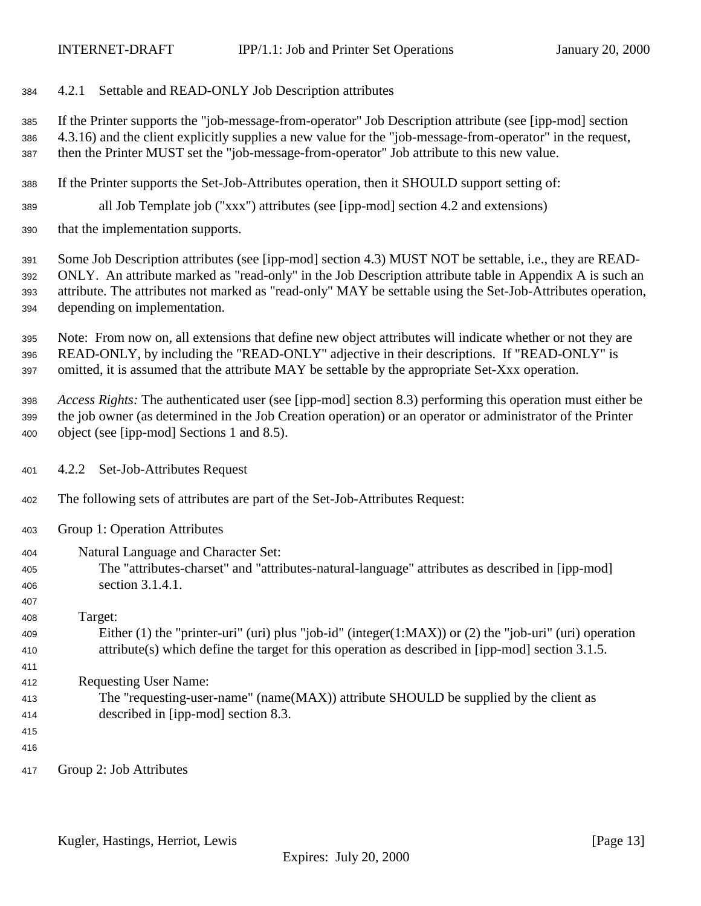#### 4.2.1 Settable and READ-ONLY Job Description attributes

If the Printer supports the "job-message-from-operator" Job Description attribute (see [ipp-mod] section 4.3.16) and the client explicitly supplies a new value for the "job-message-from-operator" in the request, then the Printer MUST set the "job-message-from-operator" Job attribute to this new value.

If the Printer supports the Set-Job-Attributes operation, then it SHOULD support setting of:

all Job Template job ("xxx") attributes (see [ipp-mod] section 4.2 and extensions)

that the implementation supports.

Some Job Description attributes (see [ipp-mod] section 4.3) MUST NOT be settable, i.e., they are READ-ONLY. An attribute marked as "read-only" in the Job Description attribute table in Appendix A is such an attribute. The attributes not marked as "read-only" MAY be settable using the Set-Job-Attributes operation, depending on implementation.

Note: From now on, all extensions that define new object attributes will indicate whether or not they are READ-ONLY, by including the "READ-ONLY" adjective in their descriptions. If "READ-ONLY" is omitted, it is assumed that the attribute MAY be settable by the appropriate Set-Xxx operation.

*Access Rights:* The authenticated user (see [ipp-mod] section 8.3) performing this operation must either be the job owner (as determined in the Job Creation operation) or an operator or administrator of the Printer object (see [ipp-mod] Sections 1 and 8.5).

#### 4.2.2 Set-Job-Attributes Request

The following sets of attributes are part of the Set-Job-Attributes Request:

Group 1: Operation Attributes

Natural Language and Character Set:
The "attributes-charset" and "attributes-natural-language" attributes as described in [ipp-mod] section 3.1.4.1.

Target:
Either (1) the "printer-uri" (uri) plus "job-id" (integer(1:MAX)) or (2) the "job-uri" (uri) operation attribute(s) which define the target for this operation as described in [ipp-mod] section 3.1.5.

Requesting User Name:
The "requesting-user-name" (name(MAX)) attribute SHOULD be supplied by the client as described in [ipp-mod] section 8.3.

Group 2: Job Attributes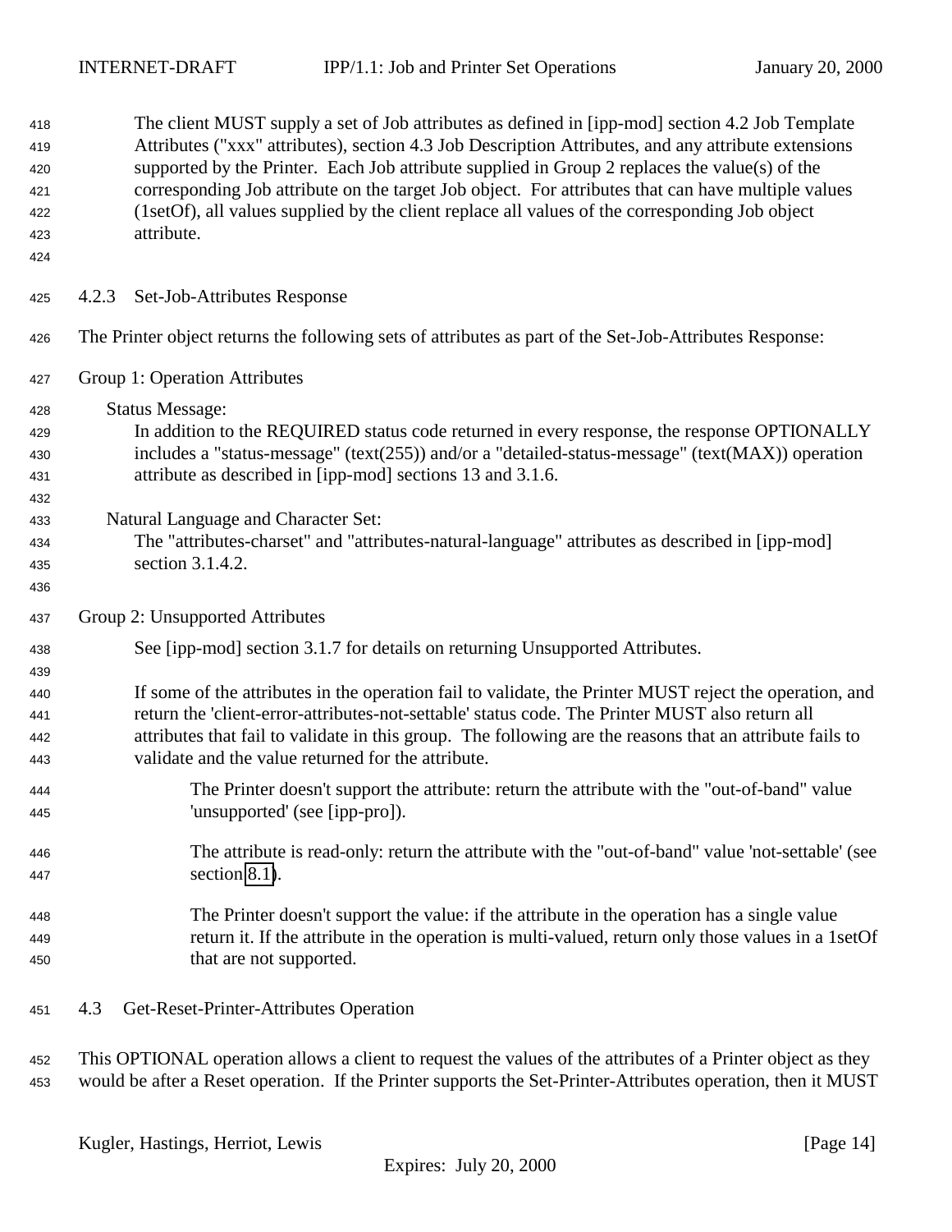The client MUST supply a set of Job attributes as defined in [ipp-mod] section 4.2 Job Template Attributes ("xxx" attributes), section 4.3 Job Description Attributes, and any attribute extensions supported by the Printer. Each Job attribute supplied in Group 2 replaces the value(s) of the corresponding Job attribute on the target Job object. For attributes that can have multiple values (1setOf), all values supplied by the client replace all values of the corresponding Job object attribute.

### 4.2.3 Set-Job-Attributes Response

The Printer object returns the following sets of attributes as part of the Set-Job-Attributes Response:

Group 1: Operation Attributes

Status Message:
In addition to the REQUIRED status code returned in every response, the response OPTIONALLY includes a "status-message" (text(255)) and/or a "detailed-status-message" (text(MAX)) operation attribute as described in [ipp-mod] sections 13 and 3.1.6.

Natural Language and Character Set:
The "attributes-charset" and "attributes-natural-language" attributes as described in [ipp-mod] section 3.1.4.2.

Group 2: Unsupported Attributes

See [ipp-mod] section 3.1.7 for details on returning Unsupported Attributes.

If some of the attributes in the operation fail to validate, the Printer MUST reject the operation, and return the 'client-error-attributes-not-settable' status code. The Printer MUST also return all attributes that fail to validate in this group. The following are the reasons that an attribute fails to validate and the value returned for the attribute.

The Printer doesn't support the attribute: return the attribute with the "out-of-band" value 'unsupported' (see [ipp-pro]).

The attribute is read-only: return the attribute with the "out-of-band" value 'not-settable' (see section 8.1).

The Printer doesn't support the value: if the attribute in the operation has a single value return it. If the attribute in the operation is multi-valued, return only those values in a 1setOf that are not supported.

## 4.3 Get-Reset-Printer-Attributes Operation

This OPTIONAL operation allows a client to request the values of the attributes of a Printer object as they would be after a Reset operation. If the Printer supports the Set-Printer-Attributes operation, then it MUST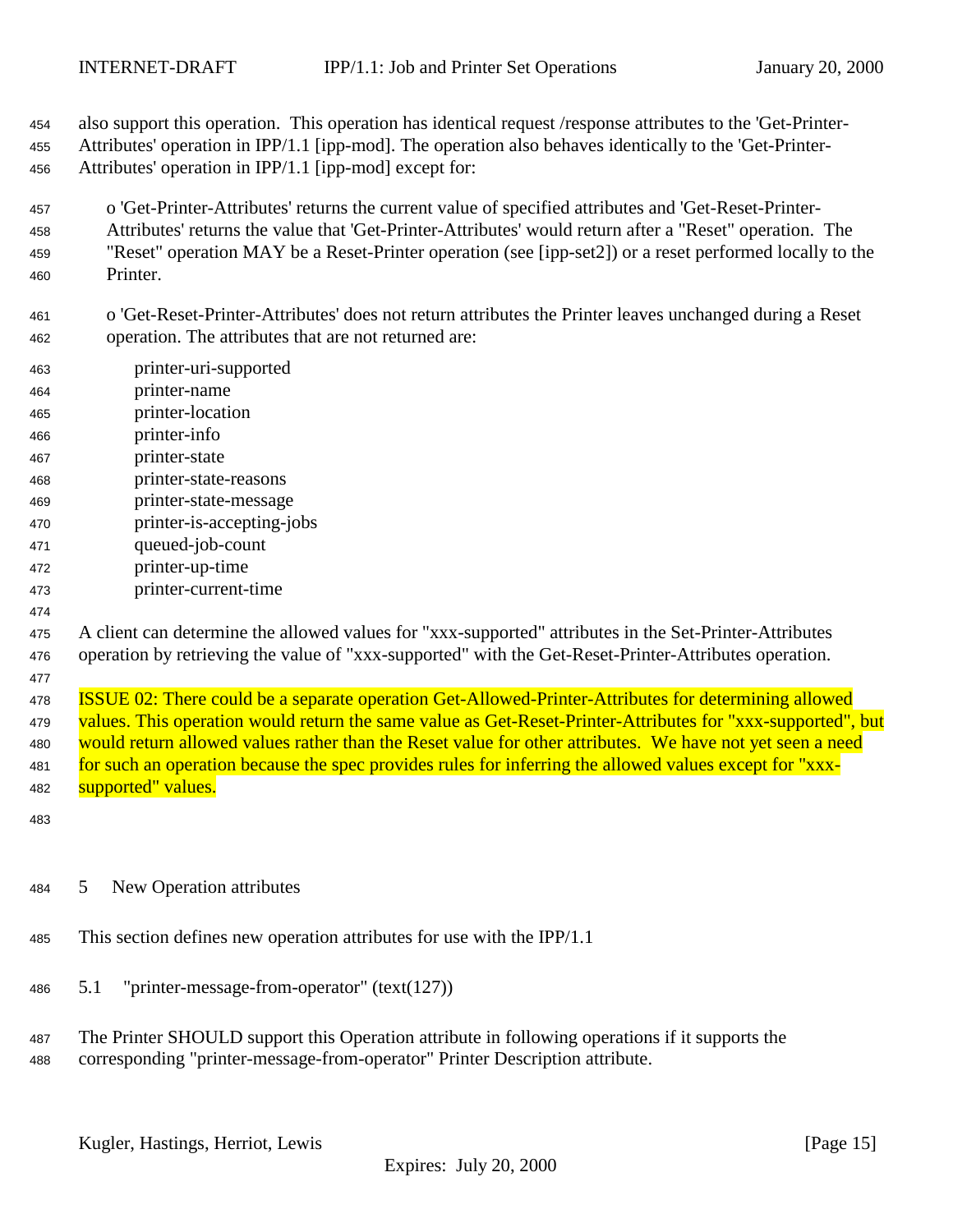also support this operation. This operation has identical request /response attributes to the 'Get-Printer-Attributes' operation in IPP/1.1 [ipp-mod]. The operation also behaves identically to the 'Get-Printer-Attributes' operation in IPP/1.1 [ipp-mod] except for:

- o 'Get-Printer-Attributes' returns the current value of specified attributes and 'Get-Reset-Printer-Attributes' returns the value that 'Get-Printer-Attributes' would return after a "Reset" operation. The "Reset" operation MAY be a Reset-Printer operation (see [ipp-set2]) or a reset performed locally to the Printer.

- o 'Get-Reset-Printer-Attributes' does not return attributes the Printer leaves unchanged during a Reset operation. The attributes that are not returned are:

  - printer-uri-supported
  - printer-name
  - printer-location
  - printer-info
  - printer-state
  - printer-state-reasons
  - printer-state-message
  - printer-is-accepting-jobs
  - queued-job-count
  - printer-up-time
  - printer-current-time

A client can determine the allowed values for "xxx-supported" attributes in the Set-Printer-Attributes operation by retrieving the value of "xxx-supported" with the Get-Reset-Printer-Attributes operation.

ISSUE 02: There could be a separate operation Get-Allowed-Printer-Attributes for determining allowed values. This operation would return the same value as Get-Reset-Printer-Attributes for "xxx-supported", but would return allowed values rather than the Reset value for other attributes. We have not yet seen a need for such an operation because the spec provides rules for inferring the allowed values except for "xxx-supported" values.

# 5 New Operation attributes

This section defines new operation attributes for use with the IPP/1.1

## 5.1 "printer-message-from-operator" (text(127))

The Printer SHOULD support this Operation attribute in following operations if it supports the corresponding "printer-message-from-operator" Printer Description attribute.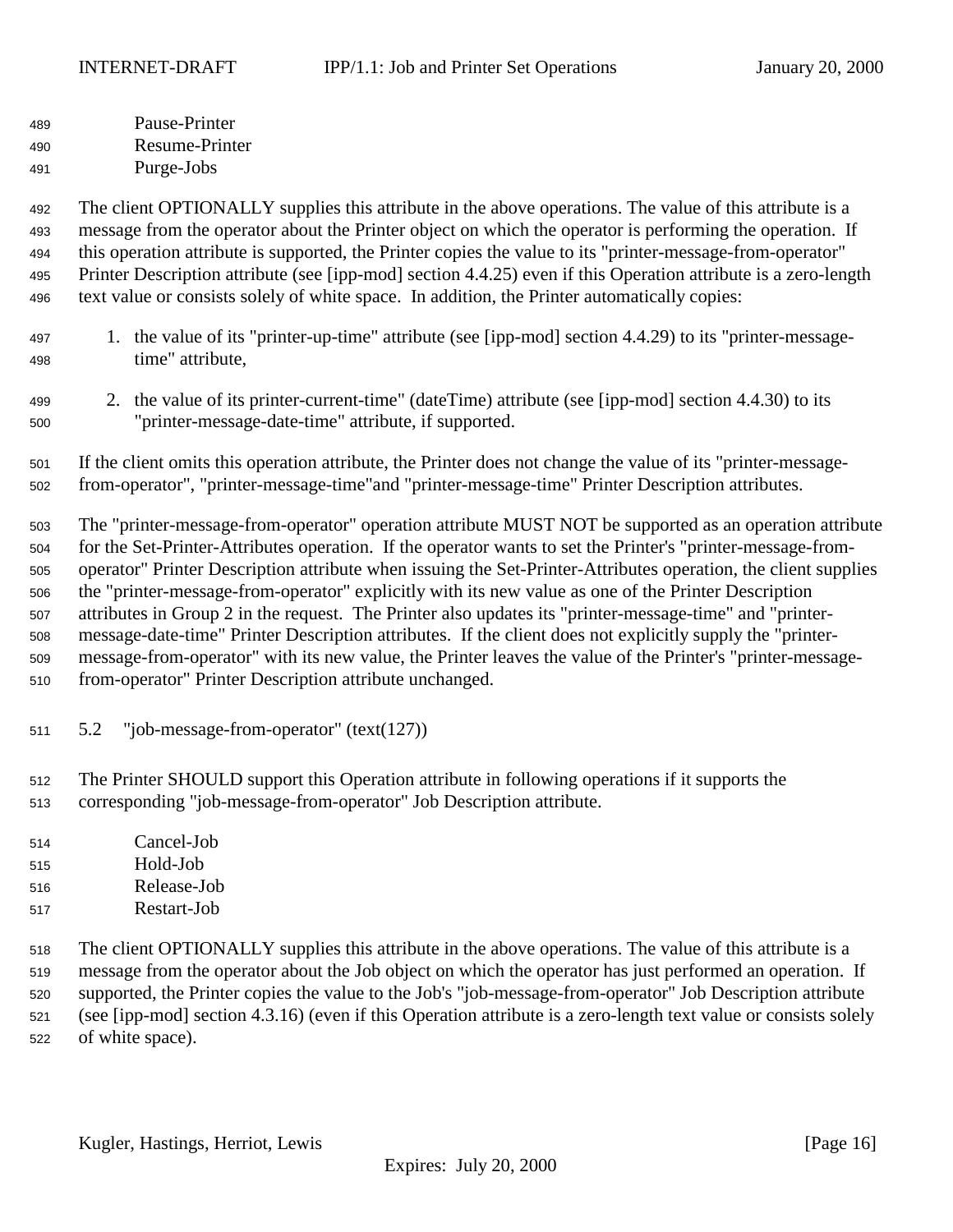Pause-Printer
Resume-Printer
Purge-Jobs

The client OPTIONALLY supplies this attribute in the above operations. The value of this attribute is a message from the operator about the Printer object on which the operator is performing the operation. If this operation attribute is supported, the Printer copies the value to its "printer-message-from-operator" Printer Description attribute (see [ipp-mod] section 4.4.25) even if this Operation attribute is a zero-length text value or consists solely of white space. In addition, the Printer automatically copies:

1. the value of its "printer-up-time" attribute (see [ipp-mod] section 4.4.29) to its "printer-message-time" attribute,

2. the value of its printer-current-time" (dateTime) attribute (see [ipp-mod] section 4.4.30) to its "printer-message-date-time" attribute, if supported.

If the client omits this operation attribute, the Printer does not change the value of its "printer-message-from-operator", "printer-message-time"and "printer-message-time" Printer Description attributes.

The "printer-message-from-operator" operation attribute MUST NOT be supported as an operation attribute for the Set-Printer-Attributes operation. If the operator wants to set the Printer's "printer-message-from-operator" Printer Description attribute when issuing the Set-Printer-Attributes operation, the client supplies the "printer-message-from-operator" explicitly with its new value as one of the Printer Description attributes in Group 2 in the request. The Printer also updates its "printer-message-time" and "printer-message-date-time" Printer Description attributes. If the client does not explicitly supply the "printer-message-from-operator" with its new value, the Printer leaves the value of the Printer's "printer-message-from-operator" Printer Description attribute unchanged.

## 5.2 "job-message-from-operator" (text(127))

The Printer SHOULD support this Operation attribute in following operations if it supports the corresponding "job-message-from-operator" Job Description attribute.

Cancel-Job
Hold-Job
Release-Job
Restart-Job

The client OPTIONALLY supplies this attribute in the above operations. The value of this attribute is a message from the operator about the Job object on which the operator has just performed an operation. If supported, the Printer copies the value to the Job's "job-message-from-operator" Job Description attribute (see [ipp-mod] section 4.3.16) (even if this Operation attribute is a zero-length text value or consists solely of white space).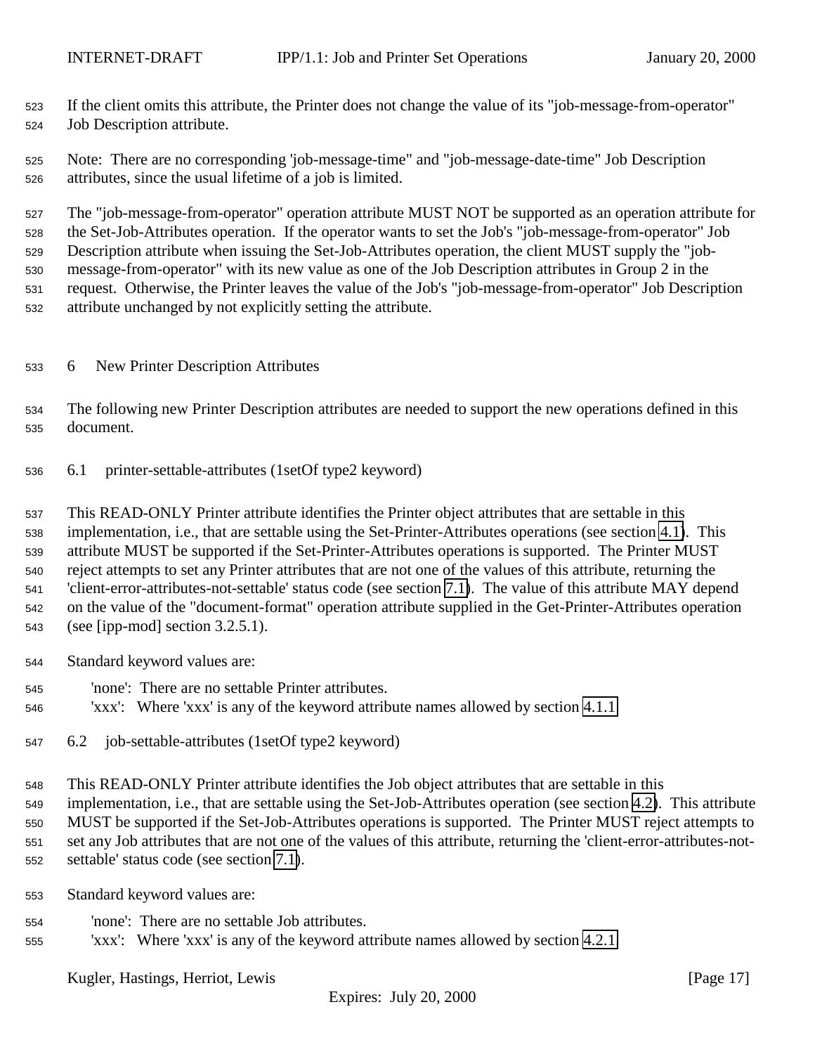If the client omits this attribute, the Printer does not change the value of its "job-message-from-operator" Job Description attribute.

Note: There are no corresponding 'job-message-time" and "job-message-date-time" Job Description attributes, since the usual lifetime of a job is limited.

The "job-message-from-operator" operation attribute MUST NOT be supported as an operation attribute for the Set-Job-Attributes operation. If the operator wants to set the Job's "job-message-from-operator" Job Description attribute when issuing the Set-Job-Attributes operation, the client MUST supply the "job-message-from-operator" with its new value as one of the Job Description attributes in Group 2 in the request. Otherwise, the Printer leaves the value of the Job's "job-message-from-operator" Job Description attribute unchanged by not explicitly setting the attribute.

# 6 New Printer Description Attributes

The following new Printer Description attributes are needed to support the new operations defined in this document.

## 6.1 printer-settable-attributes (1setOf type2 keyword)

This READ-ONLY Printer attribute identifies the Printer object attributes that are settable in this implementation, i.e., that are settable using the Set-Printer-Attributes operations (see section 4.1). This attribute MUST be supported if the Set-Printer-Attributes operations is supported. The Printer MUST reject attempts to set any Printer attributes that are not one of the values of this attribute, returning the 'client-error-attributes-not-settable' status code (see section 7.1). The value of this attribute MAY depend on the value of the "document-format" operation attribute supplied in the Get-Printer-Attributes operation (see [ipp-mod] section 3.2.5.1).

Standard keyword values are:

'none': There are no settable Printer attributes.
'xxx': Where 'xxx' is any of the keyword attribute names allowed by section 4.1.1

## 6.2 job-settable-attributes (1setOf type2 keyword)

This READ-ONLY Printer attribute identifies the Job object attributes that are settable in this implementation, i.e., that are settable using the Set-Job-Attributes operation (see section 4.2). This attribute MUST be supported if the Set-Job-Attributes operations is supported. The Printer MUST reject attempts to set any Job attributes that are not one of the values of this attribute, returning the 'client-error-attributes-not-settable' status code (see section 7.1).

Standard keyword values are:

'none': There are no settable Job attributes.
'xxx': Where 'xxx' is any of the keyword attribute names allowed by section 4.2.1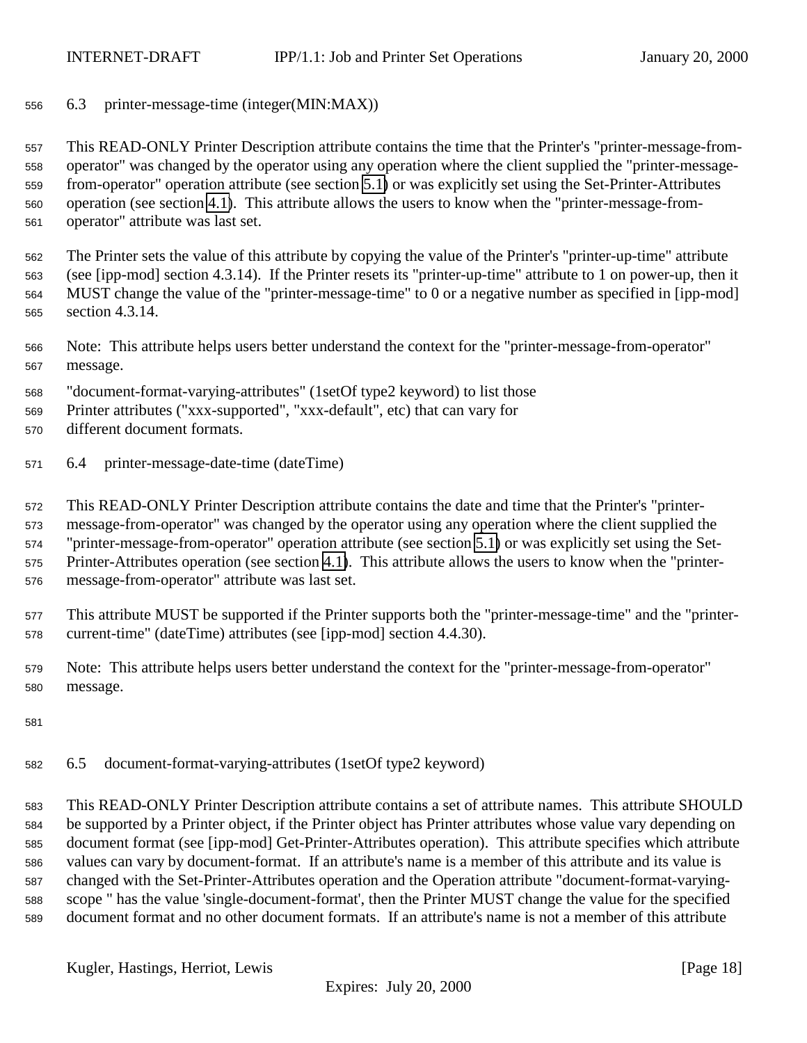### 6.3 printer-message-time (integer(MIN:MAX))

This READ-ONLY Printer Description attribute contains the time that the Printer's "printer-message-from-operator" was changed by the operator using any operation where the client supplied the "printer-message-from-operator" operation attribute (see section 5.1) or was explicitly set using the Set-Printer-Attributes operation (see section 4.1). This attribute allows the users to know when the "printer-message-from-operator" attribute was last set.

The Printer sets the value of this attribute by copying the value of the Printer's "printer-up-time" attribute (see [ipp-mod] section 4.3.14). If the Printer resets its "printer-up-time" attribute to 1 on power-up, then it MUST change the value of the "printer-message-time" to 0 or a negative number as specified in [ipp-mod] section 4.3.14.

Note: This attribute helps users better understand the context for the "printer-message-from-operator" message.

"document-format-varying-attributes" (1setOf type2 keyword) to list those Printer attributes ("xxx-supported", "xxx-default", etc) that can vary for different document formats.

### 6.4 printer-message-date-time (dateTime)

This READ-ONLY Printer Description attribute contains the date and time that the Printer's "printer-message-from-operator" was changed by the operator using any operation where the client supplied the "printer-message-from-operator" operation attribute (see section 5.1) or was explicitly set using the Set-Printer-Attributes operation (see section 4.1). This attribute allows the users to know when the "printer-message-from-operator" attribute was last set.

This attribute MUST be supported if the Printer supports both the "printer-message-time" and the "printer-current-time" (dateTime) attributes (see [ipp-mod] section 4.4.30).

Note: This attribute helps users better understand the context for the "printer-message-from-operator" message.

### 6.5 document-format-varying-attributes (1setOf type2 keyword)

This READ-ONLY Printer Description attribute contains a set of attribute names. This attribute SHOULD be supported by a Printer object, if the Printer object has Printer attributes whose value vary depending on document format (see [ipp-mod] Get-Printer-Attributes operation). This attribute specifies which attribute values can vary by document-format. If an attribute's name is a member of this attribute and its value is changed with the Set-Printer-Attributes operation and the Operation attribute "document-format-varying-scope " has the value 'single-document-format', then the Printer MUST change the value for the specified document format and no other document formats. If an attribute's name is not a member of this attribute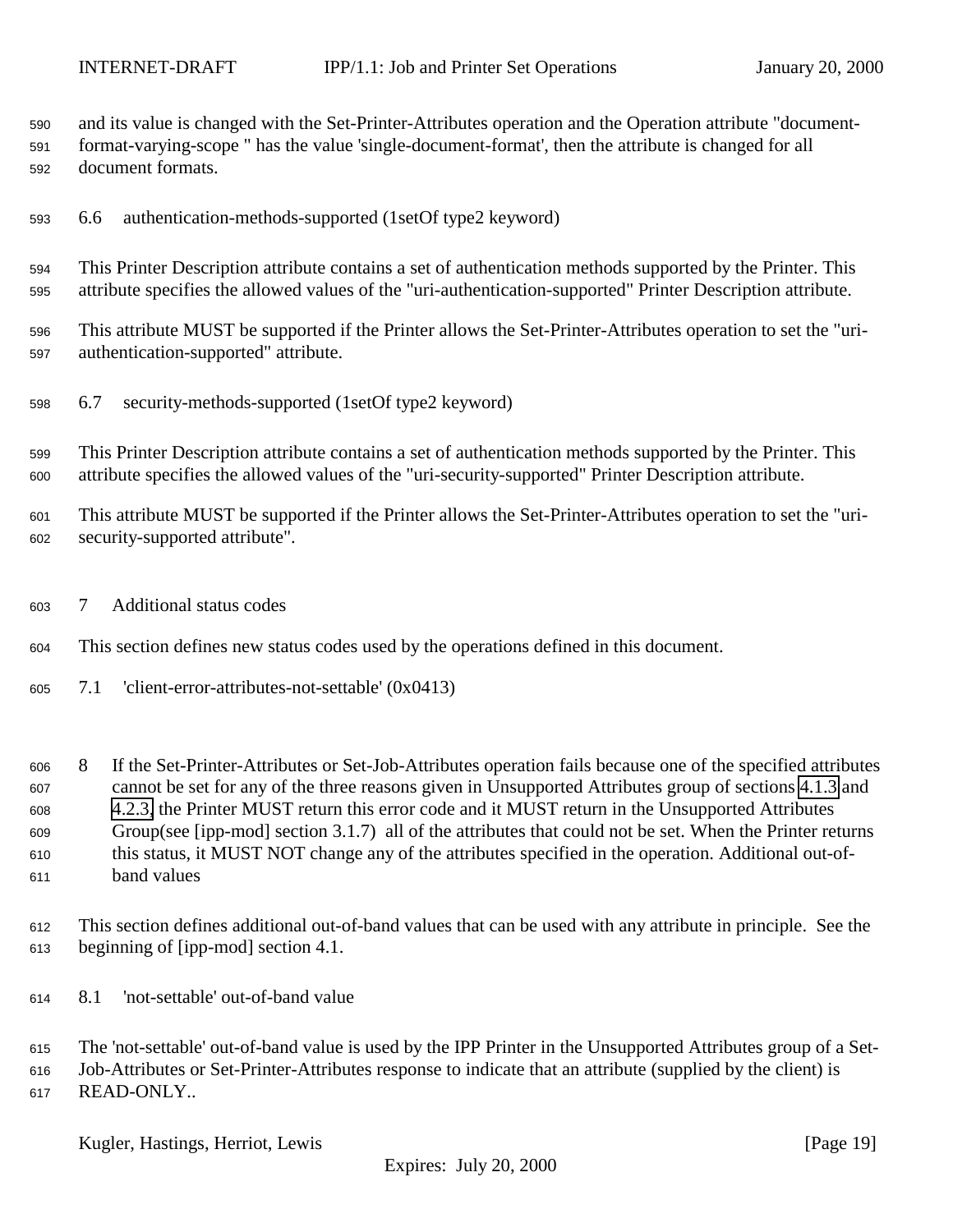and its value is changed with the Set-Printer-Attributes operation and the Operation attribute "document-format-varying-scope " has the value 'single-document-format', then the attribute is changed for all document formats.

### 6.6 authentication-methods-supported (1setOf type2 keyword)

This Printer Description attribute contains a set of authentication methods supported by the Printer. This attribute specifies the allowed values of the "uri-authentication-supported" Printer Description attribute.

This attribute MUST be supported if the Printer allows the Set-Printer-Attributes operation to set the "uri-authentication-supported" attribute.

### 6.7 security-methods-supported (1setOf type2 keyword)

This Printer Description attribute contains a set of authentication methods supported by the Printer. This attribute specifies the allowed values of the "uri-security-supported" Printer Description attribute.

This attribute MUST be supported if the Printer allows the Set-Printer-Attributes operation to set the "uri-security-supported attribute".

## 7 Additional status codes

This section defines new status codes used by the operations defined in this document.

### 7.1 'client-error-attributes-not-settable' (0x0413)

## 8 If the Set-Printer-Attributes or Set-Job-Attributes operation fails because one of the specified attributes cannot be set for any of the three reasons given in Unsupported Attributes group of sections 4.1.3 and 4.2.3, the Printer MUST return this error code and it MUST return in the Unsupported Attributes Group(see [ipp-mod] section 3.1.7) all of the attributes that could not be set. When the Printer returns this status, it MUST NOT change any of the attributes specified in the operation. Additional out-of-band values

This section defines additional out-of-band values that can be used with any attribute in principle. See the beginning of [ipp-mod] section 4.1.

### 8.1 'not-settable' out-of-band value

The 'not-settable' out-of-band value is used by the IPP Printer in the Unsupported Attributes group of a Set-Job-Attributes or Set-Printer-Attributes response to indicate that an attribute (supplied by the client) is READ-ONLY..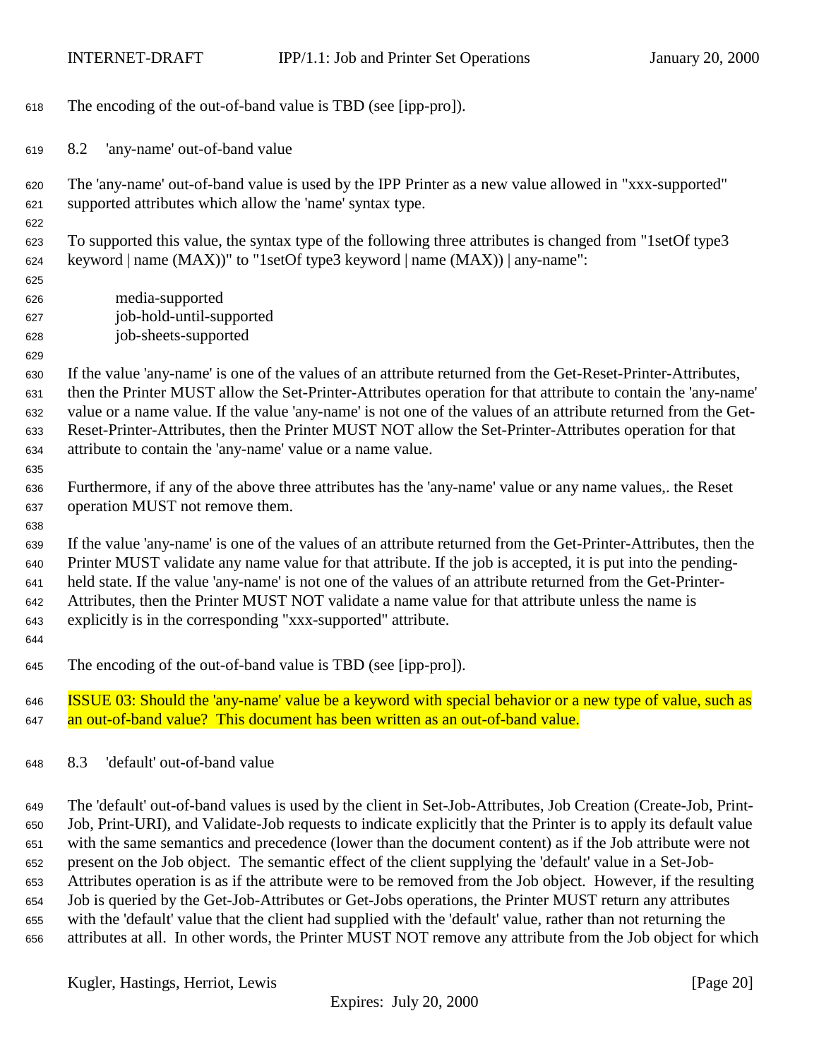The encoding of the out-of-band value is TBD (see [ipp-pro]).

### 8.2 'any-name' out-of-band value

The 'any-name' out-of-band value is used by the IPP Printer as a new value allowed in "xxx-supported" supported attributes which allow the 'name' syntax type.

To supported this value, the syntax type of the following three attributes is changed from "1setOf type3 keyword | name (MAX))" to "1setOf type3 keyword | name (MAX)) | any-name":

    media-supported
    job-hold-until-supported
    job-sheets-supported

If the value 'any-name' is one of the values of an attribute returned from the Get-Reset-Printer-Attributes, then the Printer MUST allow the Set-Printer-Attributes operation for that attribute to contain the 'any-name' value or a name value. If the value 'any-name' is not one of the values of an attribute returned from the Get-Reset-Printer-Attributes, then the Printer MUST NOT allow the Set-Printer-Attributes operation for that attribute to contain the 'any-name' value or a name value.

Furthermore, if any of the above three attributes has the 'any-name' value or any name values,. the Reset operation MUST not remove them.

If the value 'any-name' is one of the values of an attribute returned from the Get-Printer-Attributes, then the Printer MUST validate any name value for that attribute. If the job is accepted, it is put into the pending-held state. If the value 'any-name' is not one of the values of an attribute returned from the Get-Printer-Attributes, then the Printer MUST NOT validate a name value for that attribute unless the name is explicitly is in the corresponding "xxx-supported" attribute.

The encoding of the out-of-band value is TBD (see [ipp-pro]).

ISSUE 03: Should the 'any-name' value be a keyword with special behavior or a new type of value, such as an out-of-band value? This document has been written as an out-of-band value.

### 8.3 'default' out-of-band value

The 'default' out-of-band values is used by the client in Set-Job-Attributes, Job Creation (Create-Job, Print-Job, Print-URI), and Validate-Job requests to indicate explicitly that the Printer is to apply its default value with the same semantics and precedence (lower than the document content) as if the Job attribute were not present on the Job object. The semantic effect of the client supplying the 'default' value in a Set-Job-Attributes operation is as if the attribute were to be removed from the Job object. However, if the resulting Job is queried by the Get-Job-Attributes or Get-Jobs operations, the Printer MUST return any attributes with the 'default' value that the client had supplied with the 'default' value, rather than not returning the attributes at all. In other words, the Printer MUST NOT remove any attribute from the Job object for which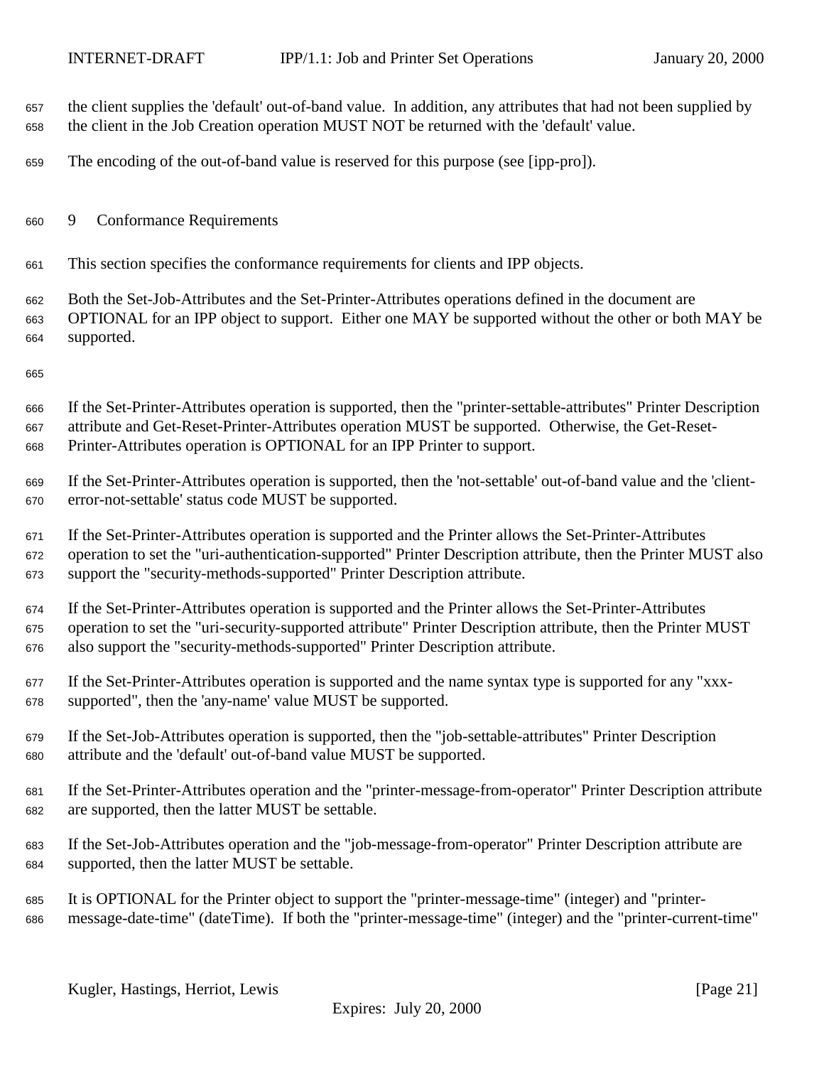the client supplies the 'default' out-of-band value. In addition, any attributes that had not been supplied by the client in the Job Creation operation MUST NOT be returned with the 'default' value.

The encoding of the out-of-band value is reserved for this purpose (see [ipp-pro]).

# 9 Conformance Requirements

This section specifies the conformance requirements for clients and IPP objects.

Both the Set-Job-Attributes and the Set-Printer-Attributes operations defined in the document are OPTIONAL for an IPP object to support. Either one MAY be supported without the other or both MAY be supported.

If the Set-Printer-Attributes operation is supported, then the "printer-settable-attributes" Printer Description attribute and Get-Reset-Printer-Attributes operation MUST be supported. Otherwise, the Get-Reset-Printer-Attributes operation is OPTIONAL for an IPP Printer to support.

If the Set-Printer-Attributes operation is supported, then the 'not-settable' out-of-band value and the 'client-error-not-settable' status code MUST be supported.

If the Set-Printer-Attributes operation is supported and the Printer allows the Set-Printer-Attributes operation to set the "uri-authentication-supported" Printer Description attribute, then the Printer MUST also support the "security-methods-supported" Printer Description attribute.

If the Set-Printer-Attributes operation is supported and the Printer allows the Set-Printer-Attributes operation to set the "uri-security-supported attribute" Printer Description attribute, then the Printer MUST also support the "security-methods-supported" Printer Description attribute.

If the Set-Printer-Attributes operation is supported and the name syntax type is supported for any "xxx-supported", then the 'any-name' value MUST be supported.

If the Set-Job-Attributes operation is supported, then the "job-settable-attributes" Printer Description attribute and the 'default' out-of-band value MUST be supported.

If the Set-Printer-Attributes operation and the "printer-message-from-operator" Printer Description attribute are supported, then the latter MUST be settable.

If the Set-Job-Attributes operation and the "job-message-from-operator" Printer Description attribute are supported, then the latter MUST be settable.

It is OPTIONAL for the Printer object to support the "printer-message-time" (integer) and "printer-message-date-time" (dateTime). If both the "printer-message-time" (integer) and the "printer-current-time"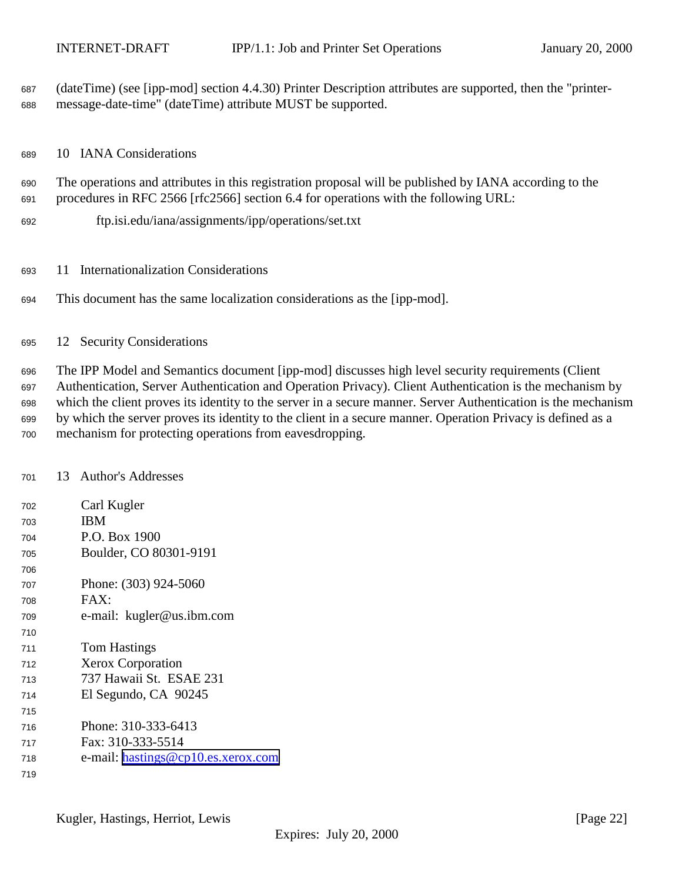(dateTime) (see [ipp-mod] section 4.4.30) Printer Description attributes are supported, then the "printer-message-date-time" (dateTime) attribute MUST be supported.

## 10 IANA Considerations

The operations and attributes in this registration proposal will be published by IANA according to the procedures in RFC 2566 [rfc2566] section 6.4 for operations with the following URL:

    ftp.isi.edu/iana/assignments/ipp/operations/set.txt

## 11 Internationalization Considerations

This document has the same localization considerations as the [ipp-mod].

## 12 Security Considerations

The IPP Model and Semantics document [ipp-mod] discusses high level security requirements (Client Authentication, Server Authentication and Operation Privacy). Client Authentication is the mechanism by which the client proves its identity to the server in a secure manner. Server Authentication is the mechanism by which the server proves its identity to the client in a secure manner. Operation Privacy is defined as a mechanism for protecting operations from eavesdropping.

## 13 Author's Addresses

Carl Kugler
IBM
P.O. Box 1900
Boulder, CO 80301-9191

Phone: (303) 924-5060
FAX:
e-mail: kugler@us.ibm.com

Tom Hastings
Xerox Corporation
737 Hawaii St. ESAE 231
El Segundo, CA 90245

Phone: 310-333-6413
Fax: 310-333-5514
e-mail: hastings@cp10.es.xerox.com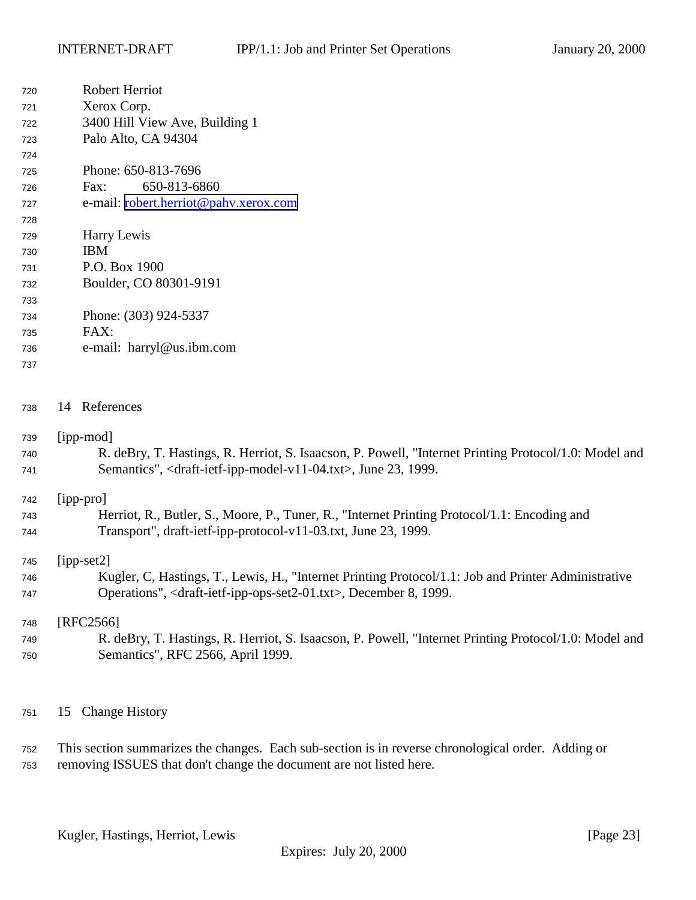Robert Herriot
Xerox Corp.
3400 Hill View Ave, Building 1
Palo Alto, CA 94304

Phone: 650-813-7696
Fax: 650-813-6860
e-mail: robert.herriot@pahv.xerox.com

Harry Lewis
IBM
P.O. Box 1900
Boulder, CO 80301-9191

Phone: (303) 924-5337
FAX:
e-mail: harryl@us.ibm.com

# 14 References

[ipp-mod]
R. deBry, T. Hastings, R. Herriot, S. Isaacson, P. Powell, "Internet Printing Protocol/1.0: Model and Semantics", <draft-ietf-ipp-model-v11-04.txt>, June 23, 1999.

[ipp-pro]
Herriot, R., Butler, S., Moore, P., Tuner, R., "Internet Printing Protocol/1.1: Encoding and Transport", draft-ietf-ipp-protocol-v11-03.txt, June 23, 1999.

[ipp-set2]
Kugler, C, Hastings, T., Lewis, H., "Internet Printing Protocol/1.1: Job and Printer Administrative Operations", <draft-ietf-ipp-ops-set2-01.txt>, December 8, 1999.

[RFC2566]
R. deBry, T. Hastings, R. Herriot, S. Isaacson, P. Powell, "Internet Printing Protocol/1.0: Model and Semantics", RFC 2566, April 1999.

# 15 Change History

This section summarizes the changes. Each sub-section is in reverse chronological order. Adding or removing ISSUES that don't change the document are not listed here.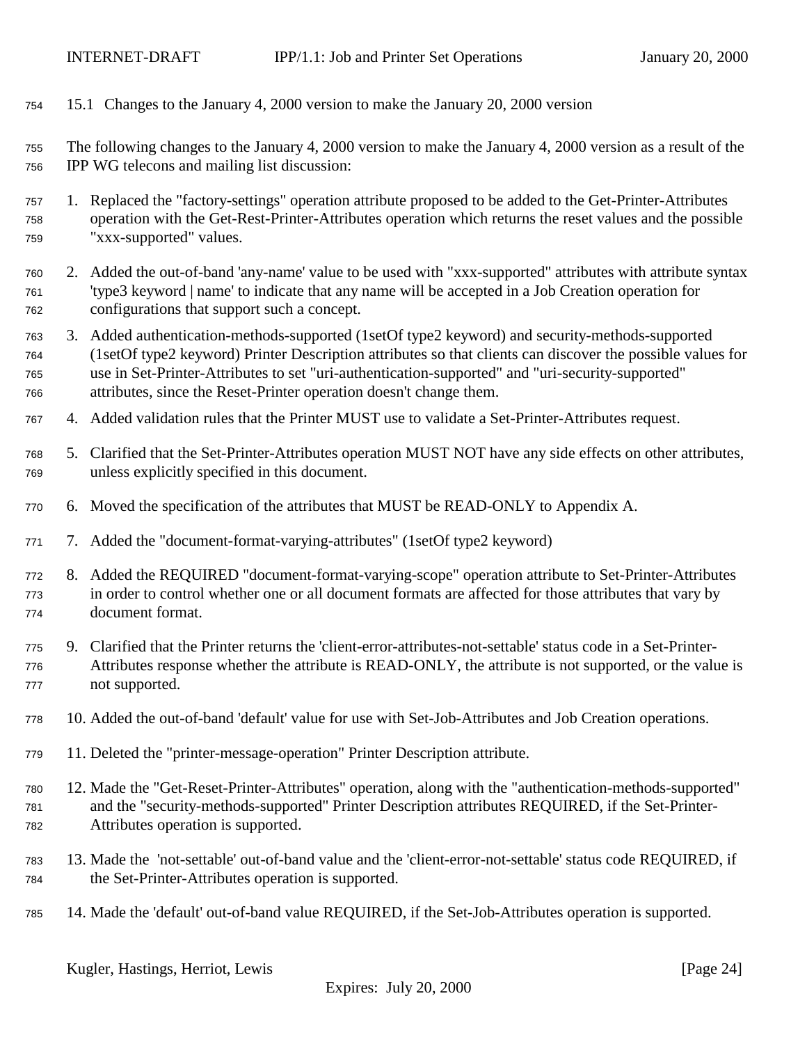### 15.1 Changes to the January 4, 2000 version to make the January 20, 2000 version

The following changes to the January 4, 2000 version to make the January 4, 2000 version as a result of the IPP WG telecons and mailing list discussion:

1. Replaced the "factory-settings" operation attribute proposed to be added to the Get-Printer-Attributes operation with the Get-Rest-Printer-Attributes operation which returns the reset values and the possible "xxx-supported" values.
2. Added the out-of-band 'any-name' value to be used with "xxx-supported" attributes with attribute syntax 'type3 keyword | name' to indicate that any name will be accepted in a Job Creation operation for configurations that support such a concept.
3. Added authentication-methods-supported (1setOf type2 keyword) and security-methods-supported (1setOf type2 keyword) Printer Description attributes so that clients can discover the possible values for use in Set-Printer-Attributes to set "uri-authentication-supported" and "uri-security-supported" attributes, since the Reset-Printer operation doesn't change them.
4. Added validation rules that the Printer MUST use to validate a Set-Printer-Attributes request.
5. Clarified that the Set-Printer-Attributes operation MUST NOT have any side effects on other attributes, unless explicitly specified in this document.
6. Moved the specification of the attributes that MUST be READ-ONLY to Appendix A.
7. Added the "document-format-varying-attributes" (1setOf type2 keyword)
8. Added the REQUIRED "document-format-varying-scope" operation attribute to Set-Printer-Attributes in order to control whether one or all document formats are affected for those attributes that vary by document format.
9. Clarified that the Printer returns the 'client-error-attributes-not-settable' status code in a Set-Printer-Attributes response whether the attribute is READ-ONLY, the attribute is not supported, or the value is not supported.
10. Added the out-of-band 'default' value for use with Set-Job-Attributes and Job Creation operations.
11. Deleted the "printer-message-operation" Printer Description attribute.
12. Made the "Get-Reset-Printer-Attributes" operation, along with the "authentication-methods-supported" and the "security-methods-supported" Printer Description attributes REQUIRED, if the Set-Printer-Attributes operation is supported.
13. Made the 'not-settable' out-of-band value and the 'client-error-not-settable' status code REQUIRED, if the Set-Printer-Attributes operation is supported.
14. Made the 'default' out-of-band value REQUIRED, if the Set-Job-Attributes operation is supported.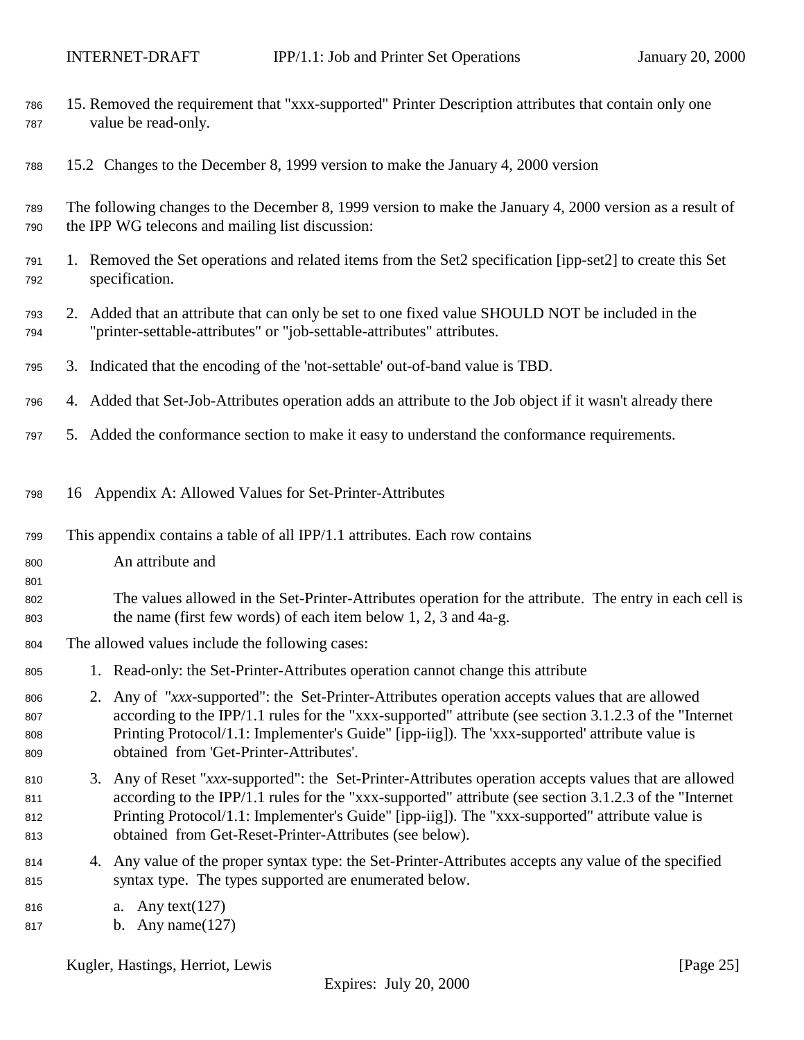15. Removed the requirement that "xxx-supported" Printer Description attributes that contain only one value be read-only.

### 15.2 Changes to the December 8, 1999 version to make the January 4, 2000 version

The following changes to the December 8, 1999 version to make the January 4, 2000 version as a result of the IPP WG telecons and mailing list discussion:

1. Removed the Set operations and related items from the Set2 specification [ipp-set2] to create this Set specification.
2. Added that an attribute that can only be set to one fixed value SHOULD NOT be included in the "printer-settable-attributes" or "job-settable-attributes" attributes.
3. Indicated that the encoding of the 'not-settable' out-of-band value is TBD.
4. Added that Set-Job-Attributes operation adds an attribute to the Job object if it wasn't already there
5. Added the conformance section to make it easy to understand the conformance requirements.

## 16 Appendix A: Allowed Values for Set-Printer-Attributes

This appendix contains a table of all IPP/1.1 attributes. Each row contains

An attribute and

The values allowed in the Set-Printer-Attributes operation for the attribute. The entry in each cell is the name (first few words) of each item below 1, 2, 3 and 4a-g.

The allowed values include the following cases:

1. Read-only: the Set-Printer-Attributes operation cannot change this attribute
2. Any of "*xxx*-supported": the Set-Printer-Attributes operation accepts values that are allowed according to the IPP/1.1 rules for the "xxx-supported" attribute (see section 3.1.2.3 of the "Internet Printing Protocol/1.1: Implementer's Guide" [ipp-iig]). The 'xxx-supported' attribute value is obtained from 'Get-Printer-Attributes'.
3. Any of Reset "*xxx*-supported": the Set-Printer-Attributes operation accepts values that are allowed according to the IPP/1.1 rules for the "xxx-supported" attribute (see section 3.1.2.3 of the "Internet Printing Protocol/1.1: Implementer's Guide" [ipp-iig]). The "xxx-supported" attribute value is obtained from Get-Reset-Printer-Attributes (see below).
4. Any value of the proper syntax type: the Set-Printer-Attributes accepts any value of the specified syntax type. The types supported are enumerated below.
   a. Any text(127)
   b. Any name(127)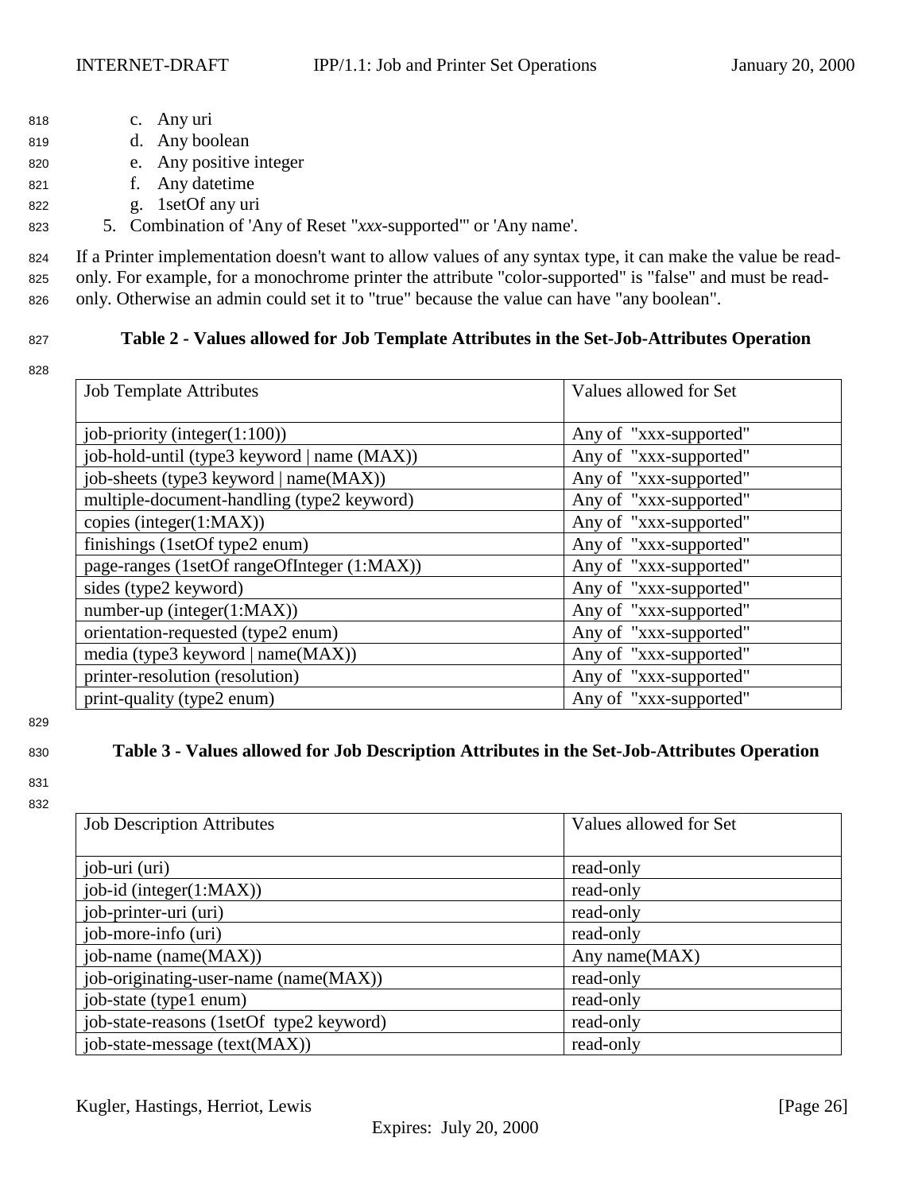c. Any uri
d. Any boolean
e. Any positive integer
f. Any datetime
g. 1setOf any uri

5. Combination of 'Any of Reset "*xxx*-supported"' or 'Any name'.

If a Printer implementation doesn't want to allow values of any syntax type, it can make the value be read-only. For example, for a monochrome printer the attribute "color-supported" is "false" and must be read-only. Otherwise an admin could set it to "true" because the value can have "any boolean".

**Table 2 - Values allowed for Job Template Attributes in the Set-Job-Attributes Operation**

| Job Template Attributes | Values allowed for Set |
|---|---|
| job-priority (integer(1:100)) | Any of "xxx-supported" |
| job-hold-until (type3 keyword \| name (MAX)) | Any of "xxx-supported" |
| job-sheets (type3 keyword \| name(MAX)) | Any of "xxx-supported" |
| multiple-document-handling (type2 keyword) | Any of "xxx-supported" |
| copies (integer(1:MAX)) | Any of "xxx-supported" |
| finishings (1setOf type2 enum) | Any of "xxx-supported" |
| page-ranges (1setOf rangeOfInteger (1:MAX)) | Any of "xxx-supported" |
| sides (type2 keyword) | Any of "xxx-supported" |
| number-up (integer(1:MAX)) | Any of "xxx-supported" |
| orientation-requested (type2 enum) | Any of "xxx-supported" |
| media (type3 keyword \| name(MAX)) | Any of "xxx-supported" |
| printer-resolution (resolution) | Any of "xxx-supported" |
| print-quality (type2 enum) | Any of "xxx-supported" |

**Table 3 - Values allowed for Job Description Attributes in the Set-Job-Attributes Operation**

| Job Description Attributes | Values allowed for Set |
|---|---|
| job-uri (uri) | read-only |
| job-id (integer(1:MAX)) | read-only |
| job-printer-uri (uri) | read-only |
| job-more-info (uri) | read-only |
| job-name (name(MAX)) | Any name(MAX) |
| job-originating-user-name (name(MAX)) | read-only |
| job-state (type1 enum) | read-only |
| job-state-reasons (1setOf type2 keyword) | read-only |
| job-state-message (text(MAX)) | read-only |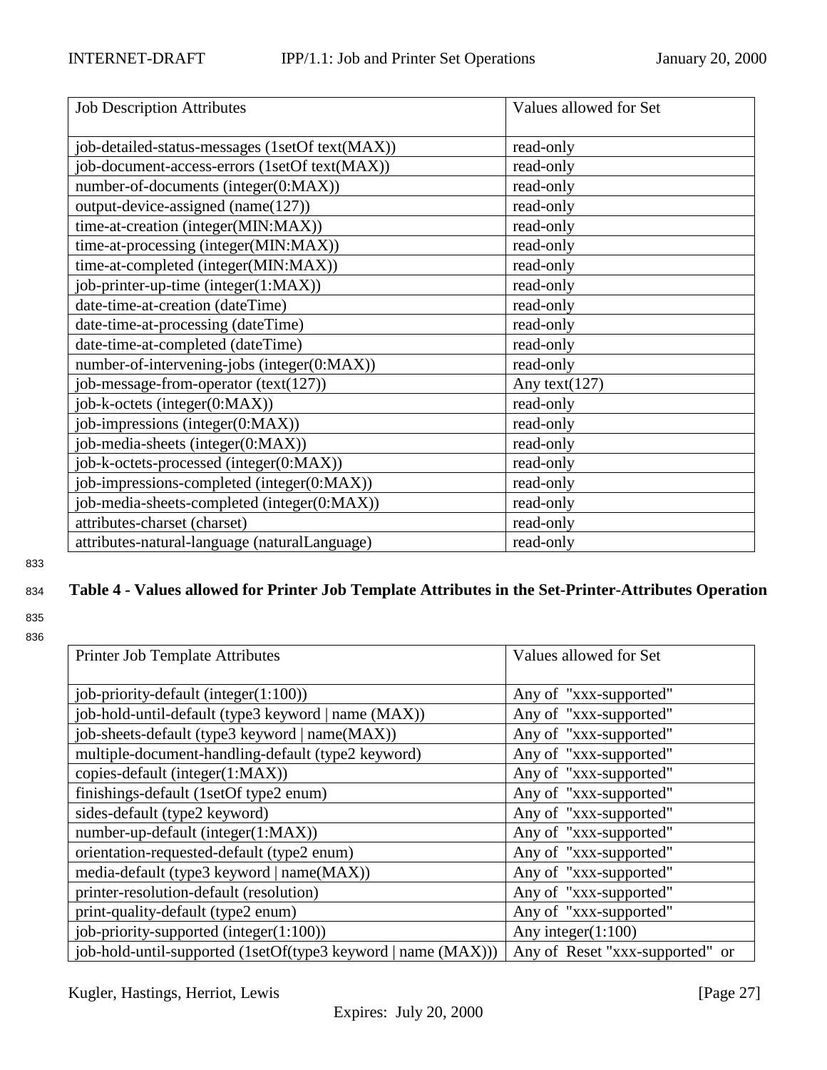| Job Description Attributes | Values allowed for Set |
|---|---|
| job-detailed-status-messages (1setOf text(MAX)) | read-only |
| job-document-access-errors (1setOf text(MAX)) | read-only |
| number-of-documents (integer(0:MAX)) | read-only |
| output-device-assigned (name(127)) | read-only |
| time-at-creation (integer(MIN:MAX)) | read-only |
| time-at-processing (integer(MIN:MAX)) | read-only |
| time-at-completed (integer(MIN:MAX)) | read-only |
| job-printer-up-time (integer(1:MAX)) | read-only |
| date-time-at-creation (dateTime) | read-only |
| date-time-at-processing (dateTime) | read-only |
| date-time-at-completed (dateTime) | read-only |
| number-of-intervening-jobs (integer(0:MAX)) | read-only |
| job-message-from-operator (text(127)) | Any text(127) |
| job-k-octets (integer(0:MAX)) | read-only |
| job-impressions (integer(0:MAX)) | read-only |
| job-media-sheets (integer(0:MAX)) | read-only |
| job-k-octets-processed (integer(0:MAX)) | read-only |
| job-impressions-completed (integer(0:MAX)) | read-only |
| job-media-sheets-completed (integer(0:MAX)) | read-only |
| attributes-charset (charset) | read-only |
| attributes-natural-language (naturalLanguage) | read-only |

**Table 4 - Values allowed for Printer Job Template Attributes in the Set-Printer-Attributes Operation**

| Printer Job Template Attributes | Values allowed for Set |
|---|---|
| job-priority-default (integer(1:100)) | Any of "xxx-supported" |
| job-hold-until-default (type3 keyword \| name (MAX)) | Any of "xxx-supported" |
| job-sheets-default (type3 keyword \| name(MAX)) | Any of "xxx-supported" |
| multiple-document-handling-default (type2 keyword) | Any of "xxx-supported" |
| copies-default (integer(1:MAX)) | Any of "xxx-supported" |
| finishings-default (1setOf type2 enum) | Any of "xxx-supported" |
| sides-default (type2 keyword) | Any of "xxx-supported" |
| number-up-default (integer(1:MAX)) | Any of "xxx-supported" |
| orientation-requested-default (type2 enum) | Any of "xxx-supported" |
| media-default (type3 keyword \| name(MAX)) | Any of "xxx-supported" |
| printer-resolution-default (resolution) | Any of "xxx-supported" |
| print-quality-default (type2 enum) | Any of "xxx-supported" |
| job-priority-supported (integer(1:100)) | Any integer(1:100) |
| job-hold-until-supported (1setOf(type3 keyword \| name (MAX))) | Any of Reset "xxx-supported" or |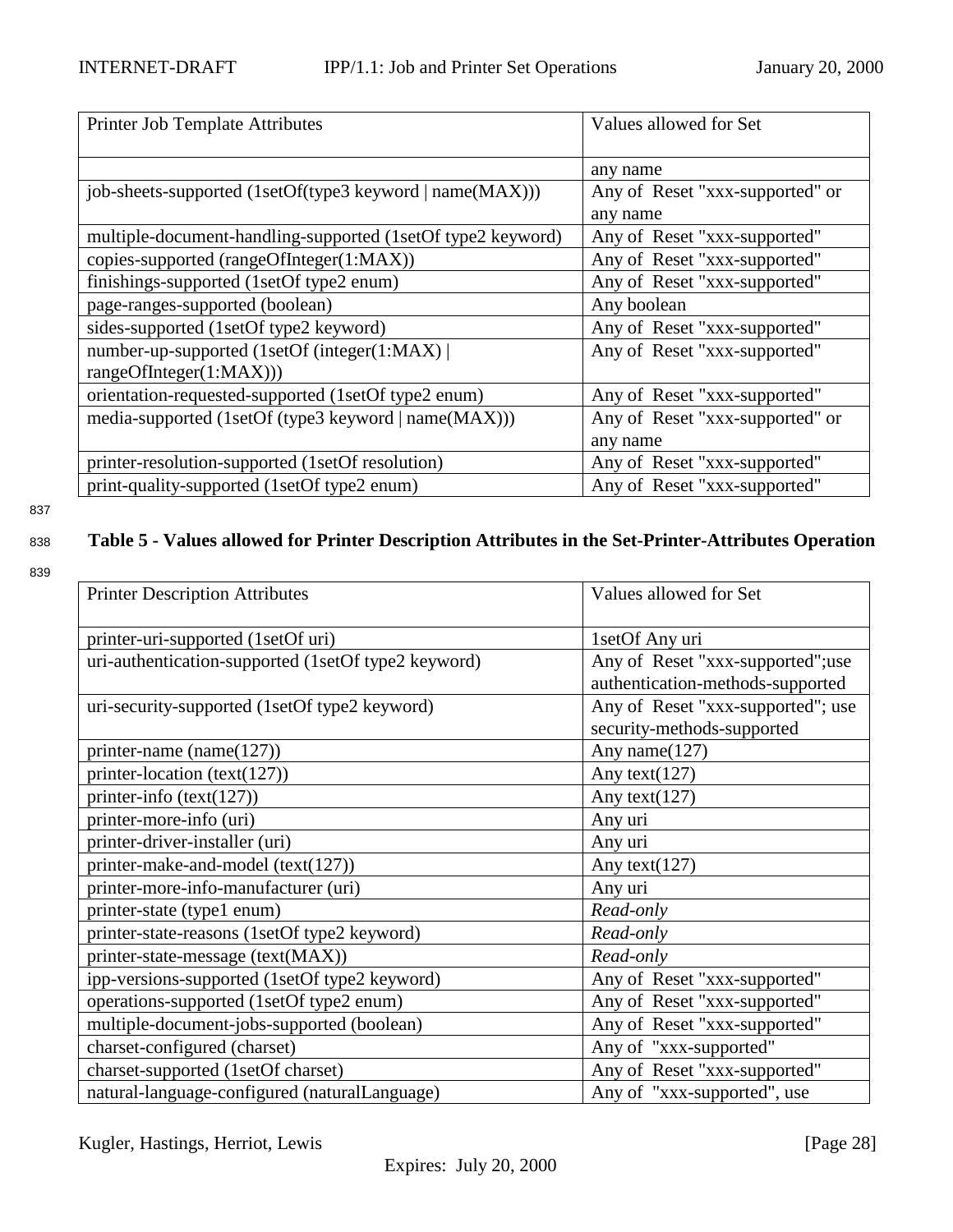| Printer Job Template Attributes | Values allowed for Set |
|---|---|
| | any name |
| job-sheets-supported (1setOf(type3 keyword \| name(MAX))) | Any of Reset "xxx-supported" or any name |
| multiple-document-handling-supported (1setOf type2 keyword) | Any of Reset "xxx-supported" |
| copies-supported (rangeOfInteger(1:MAX)) | Any of Reset "xxx-supported" |
| finishings-supported (1setOf type2 enum) | Any of Reset "xxx-supported" |
| page-ranges-supported (boolean) | Any boolean |
| sides-supported (1setOf type2 keyword) | Any of Reset "xxx-supported" |
| number-up-supported (1setOf (integer(1:MAX) \| rangeOfInteger(1:MAX))) | Any of Reset "xxx-supported" |
| orientation-requested-supported (1setOf type2 enum) | Any of Reset "xxx-supported" |
| media-supported (1setOf (type3 keyword \| name(MAX))) | Any of Reset "xxx-supported" or any name |
| printer-resolution-supported (1setOf resolution) | Any of Reset "xxx-supported" |
| print-quality-supported (1setOf type2 enum) | Any of Reset "xxx-supported" |

**Table 5 - Values allowed for Printer Description Attributes in the Set-Printer-Attributes Operation**

| Printer Description Attributes | Values allowed for Set |
|---|---|
| printer-uri-supported (1setOf uri) | 1setOf Any uri |
| uri-authentication-supported (1setOf type2 keyword) | Any of Reset "xxx-supported";use authentication-methods-supported |
| uri-security-supported (1setOf type2 keyword) | Any of Reset "xxx-supported"; use security-methods-supported |
| printer-name (name(127)) | Any name(127) |
| printer-location (text(127)) | Any text(127) |
| printer-info (text(127)) | Any text(127) |
| printer-more-info (uri) | Any uri |
| printer-driver-installer (uri) | Any uri |
| printer-make-and-model (text(127)) | Any text(127) |
| printer-more-info-manufacturer (uri) | Any uri |
| printer-state (type1 enum) | *Read-only* |
| printer-state-reasons (1setOf type2 keyword) | *Read-only* |
| printer-state-message (text(MAX)) | *Read-only* |
| ipp-versions-supported (1setOf type2 keyword) | Any of Reset "xxx-supported" |
| operations-supported (1setOf type2 enum) | Any of Reset "xxx-supported" |
| multiple-document-jobs-supported (boolean) | Any of Reset "xxx-supported" |
| charset-configured (charset) | Any of "xxx-supported" |
| charset-supported (1setOf charset) | Any of Reset "xxx-supported" |
| natural-language-configured (naturalLanguage) | Any of "xxx-supported", use |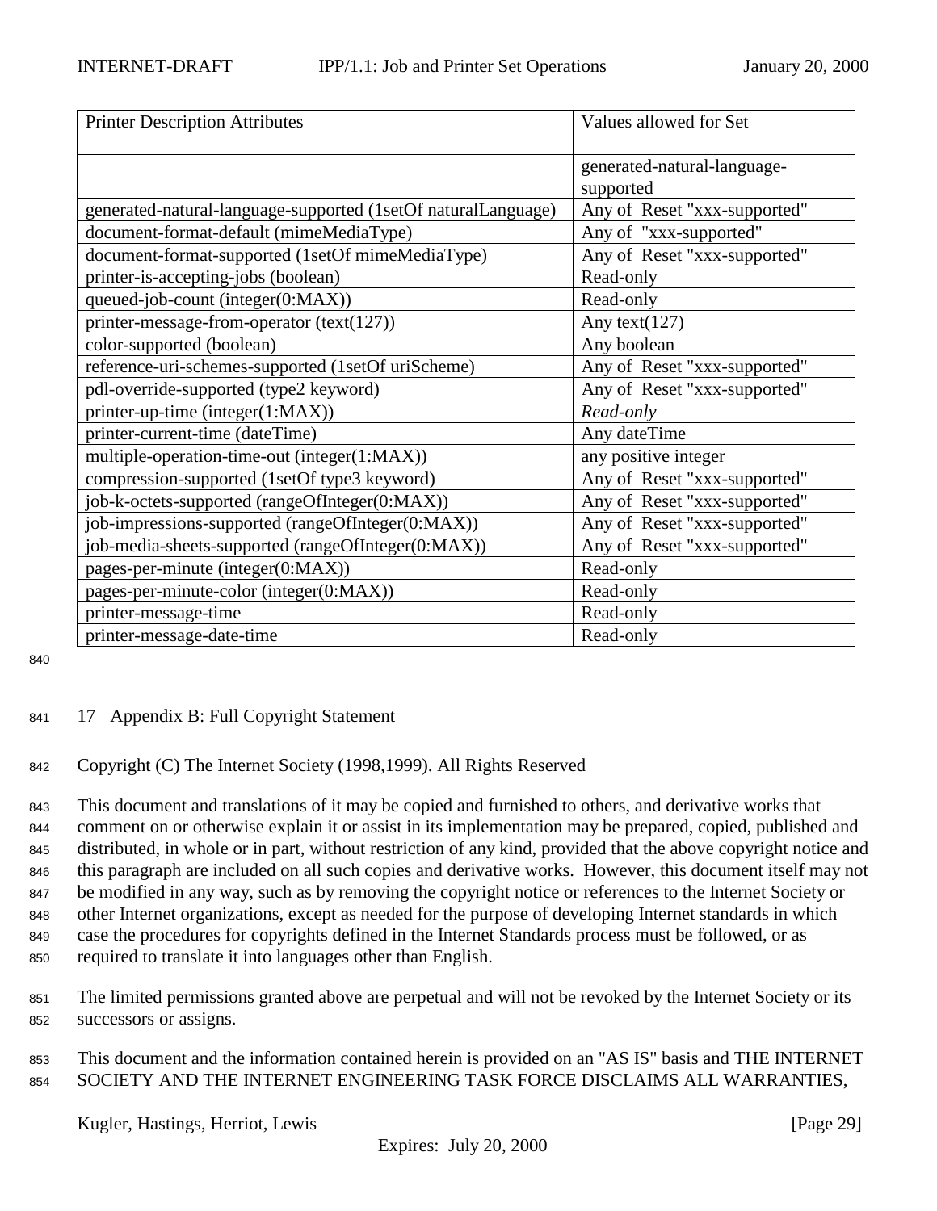| Printer Description Attributes | Values allowed for Set |
|---|---|
| | generated-natural-language-supported |
| generated-natural-language-supported (1setOf naturalLanguage) | Any of Reset "xxx-supported" |
| document-format-default (mimeMediaType) | Any of "xxx-supported" |
| document-format-supported (1setOf mimeMediaType) | Any of Reset "xxx-supported" |
| printer-is-accepting-jobs (boolean) | Read-only |
| queued-job-count (integer(0:MAX)) | Read-only |
| printer-message-from-operator (text(127)) | Any text(127) |
| color-supported (boolean) | Any boolean |
| reference-uri-schemes-supported (1setOf uriScheme) | Any of Reset "xxx-supported" |
| pdl-override-supported (type2 keyword) | Any of Reset "xxx-supported" |
| printer-up-time (integer(1:MAX)) | *Read-only* |
| printer-current-time (dateTime) | Any dateTime |
| multiple-operation-time-out (integer(1:MAX)) | any positive integer |
| compression-supported (1setOf type3 keyword) | Any of Reset "xxx-supported" |
| job-k-octets-supported (rangeOfInteger(0:MAX)) | Any of Reset "xxx-supported" |
| job-impressions-supported (rangeOfInteger(0:MAX)) | Any of Reset "xxx-supported" |
| job-media-sheets-supported (rangeOfInteger(0:MAX)) | Any of Reset "xxx-supported" |
| pages-per-minute (integer(0:MAX)) | Read-only |
| pages-per-minute-color (integer(0:MAX)) | Read-only |
| printer-message-time | Read-only |
| printer-message-date-time | Read-only |

# 17 Appendix B: Full Copyright Statement

Copyright (C) The Internet Society (1998,1999). All Rights Reserved

This document and translations of it may be copied and furnished to others, and derivative works that comment on or otherwise explain it or assist in its implementation may be prepared, copied, published and distributed, in whole or in part, without restriction of any kind, provided that the above copyright notice and this paragraph are included on all such copies and derivative works. However, this document itself may not be modified in any way, such as by removing the copyright notice or references to the Internet Society or other Internet organizations, except as needed for the purpose of developing Internet standards in which case the procedures for copyrights defined in the Internet Standards process must be followed, or as required to translate it into languages other than English.

The limited permissions granted above are perpetual and will not be revoked by the Internet Society or its successors or assigns.

This document and the information contained herein is provided on an "AS IS" basis and THE INTERNET SOCIETY AND THE INTERNET ENGINEERING TASK FORCE DISCLAIMS ALL WARRANTIES,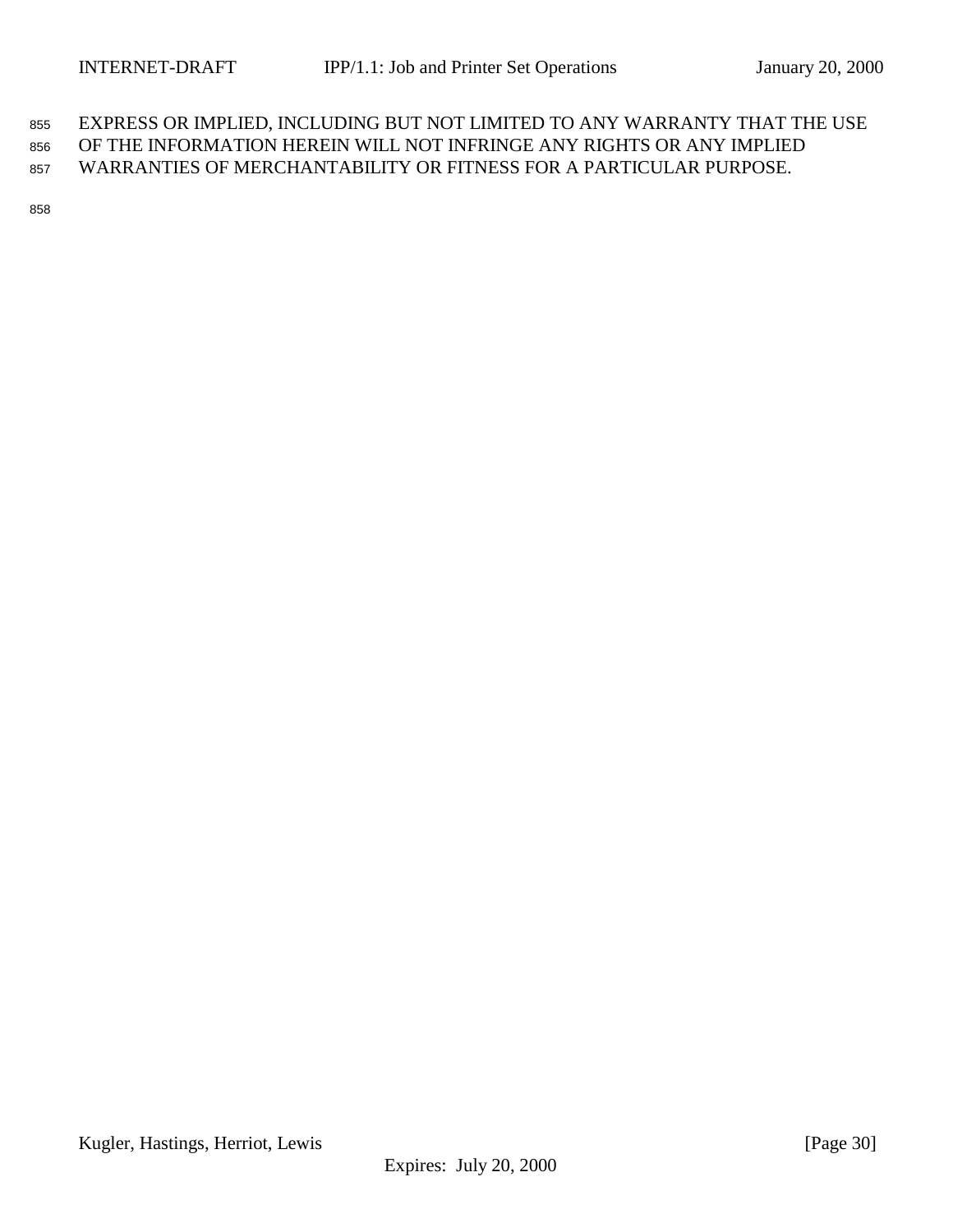EXPRESS OR IMPLIED, INCLUDING BUT NOT LIMITED TO ANY WARRANTY THAT THE USE OF THE INFORMATION HEREIN WILL NOT INFRINGE ANY RIGHTS OR ANY IMPLIED WARRANTIES OF MERCHANTABILITY OR FITNESS FOR A PARTICULAR PURPOSE.